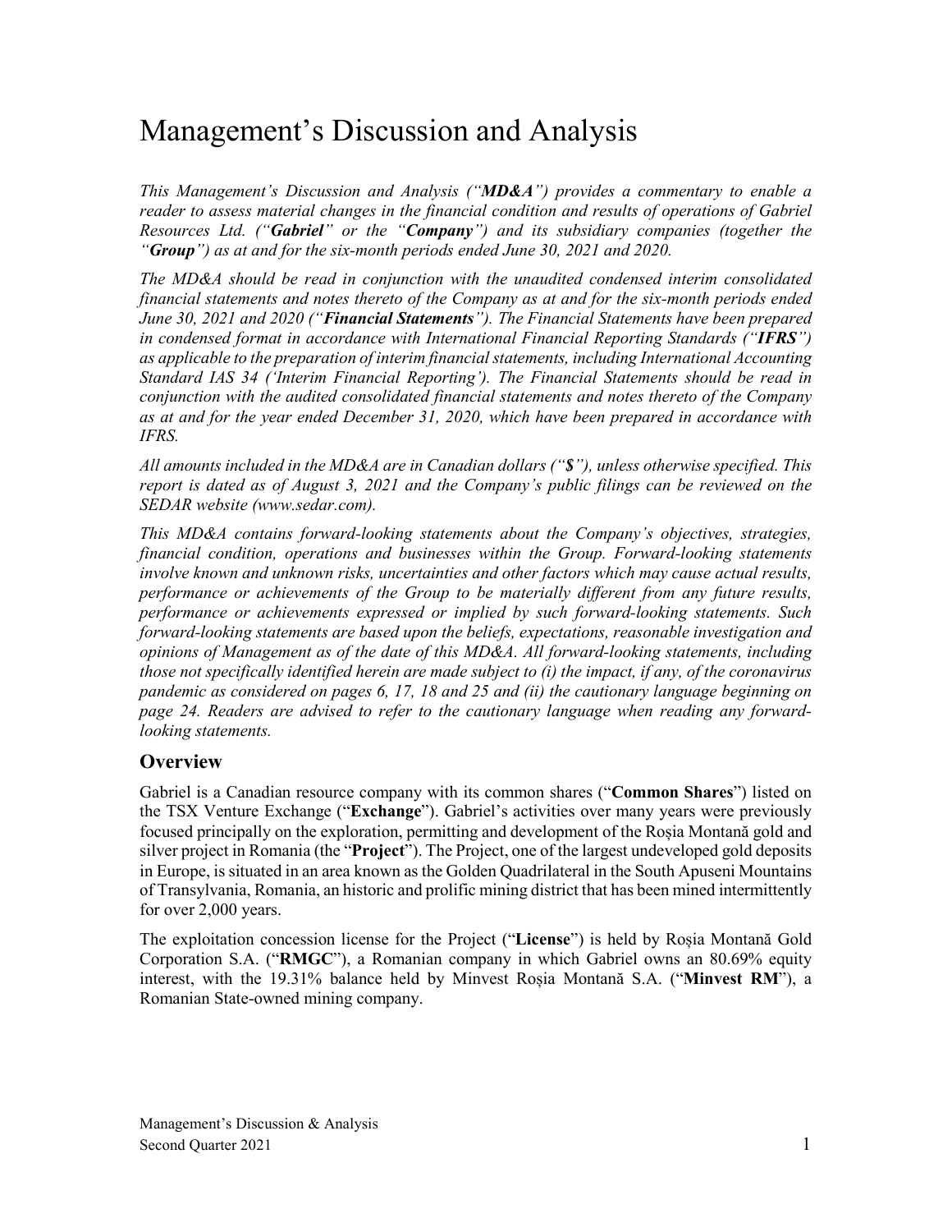# Management's Discussion and Analysis

*This Management's Discussion and Analysis ("**MD&A**") provides a commentary to enable a reader to assess material changes in the financial condition and results of operations of Gabriel Resources Ltd. ("**Gabriel**" or the "**Company**") and its subsidiary companies (together the "**Group**") as at and for the six-month periods ended June 30, 2021 and 2020.*

*The MD&A should be read in conjunction with the unaudited condensed interim consolidated financial statements and notes thereto of the Company as at and for the six-month periods ended June 30, 2021 and 2020 ("**Financial Statements**"). The Financial Statements have been prepared in condensed format in accordance with International Financial Reporting Standards ("**IFRS**") as applicable to the preparation of interim financial statements, including International Accounting Standard IAS 34 ('Interim Financial Reporting'). The Financial Statements should be read in conjunction with the audited consolidated financial statements and notes thereto of the Company as at and for the year ended December 31, 2020, which have been prepared in accordance with IFRS.*

*All amounts included in the MD&A are in Canadian dollars ("**$**"), unless otherwise specified. This report is dated as of August 3, 2021 and the Company's public filings can be reviewed on the SEDAR website (www.sedar.com).*

*This MD&A contains forward-looking statements about the Company's objectives, strategies, financial condition, operations and businesses within the Group. Forward-looking statements involve known and unknown risks, uncertainties and other factors which may cause actual results, performance or achievements of the Group to be materially different from any future results, performance or achievements expressed or implied by such forward-looking statements. Such forward-looking statements are based upon the beliefs, expectations, reasonable investigation and opinions of Management as of the date of this MD&A. All forward-looking statements, including those not specifically identified herein are made subject to (i) the impact, if any, of the coronavirus pandemic as considered on pages 6, 17, 18 and 25 and (ii) the cautionary language beginning on page 24. Readers are advised to refer to the cautionary language when reading any forward-looking statements.*

## Overview

Gabriel is a Canadian resource company with its common shares ("**Common Shares**") listed on the TSX Venture Exchange ("**Exchange**"). Gabriel's activities over many years were previously focused principally on the exploration, permitting and development of the Roșia Montană gold and silver project in Romania (the "**Project**"). The Project, one of the largest undeveloped gold deposits in Europe, is situated in an area known as the Golden Quadrilateral in the South Apuseni Mountains of Transylvania, Romania, an historic and prolific mining district that has been mined intermittently for over 2,000 years.

The exploitation concession license for the Project ("**License**") is held by Roșia Montană Gold Corporation S.A. ("**RMGC**"), a Romanian company in which Gabriel owns an 80.69% equity interest, with the 19.31% balance held by Minvest Roșia Montană S.A. ("**Minvest RM**"), a Romanian State-owned mining company.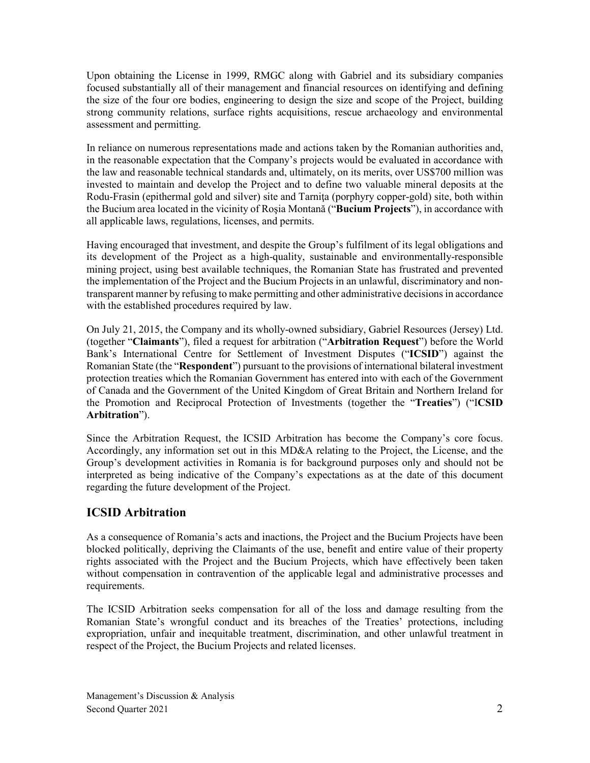Upon obtaining the License in 1999, RMGC along with Gabriel and its subsidiary companies focused substantially all of their management and financial resources on identifying and defining the size of the four ore bodies, engineering to design the size and scope of the Project, building strong community relations, surface rights acquisitions, rescue archaeology and environmental assessment and permitting.

In reliance on numerous representations made and actions taken by the Romanian authorities and, in the reasonable expectation that the Company's projects would be evaluated in accordance with the law and reasonable technical standards and, ultimately, on its merits, over US$700 million was invested to maintain and develop the Project and to define two valuable mineral deposits at the Rodu-Frasin (epithermal gold and silver) site and Tarniţa (porphyry copper-gold) site, both within the Bucium area located in the vicinity of Roşia Montană ("**Bucium Projects**"), in accordance with all applicable laws, regulations, licenses, and permits.

Having encouraged that investment, and despite the Group's fulfilment of its legal obligations and its development of the Project as a high-quality, sustainable and environmentally-responsible mining project, using best available techniques, the Romanian State has frustrated and prevented the implementation of the Project and the Bucium Projects in an unlawful, discriminatory and non-transparent manner by refusing to make permitting and other administrative decisions in accordance with the established procedures required by law.

On July 21, 2015, the Company and its wholly-owned subsidiary, Gabriel Resources (Jersey) Ltd. (together "**Claimants**"), filed a request for arbitration ("**Arbitration Request**") before the World Bank's International Centre for Settlement of Investment Disputes ("**ICSID**") against the Romanian State (the "**Respondent**") pursuant to the provisions of international bilateral investment protection treaties which the Romanian Government has entered into with each of the Government of Canada and the Government of the United Kingdom of Great Britain and Northern Ireland for the Promotion and Reciprocal Protection of Investments (together the "**Treaties**") ("**ICSID Arbitration**").

Since the Arbitration Request, the ICSID Arbitration has become the Company's core focus. Accordingly, any information set out in this MD&A relating to the Project, the License, and the Group's development activities in Romania is for background purposes only and should not be interpreted as being indicative of the Company's expectations as at the date of this document regarding the future development of the Project.

## ICSID Arbitration

As a consequence of Romania's acts and inactions, the Project and the Bucium Projects have been blocked politically, depriving the Claimants of the use, benefit and entire value of their property rights associated with the Project and the Bucium Projects, which have effectively been taken without compensation in contravention of the applicable legal and administrative processes and requirements.

The ICSID Arbitration seeks compensation for all of the loss and damage resulting from the Romanian State's wrongful conduct and its breaches of the Treaties' protections, including expropriation, unfair and inequitable treatment, discrimination, and other unlawful treatment in respect of the Project, the Bucium Projects and related licenses.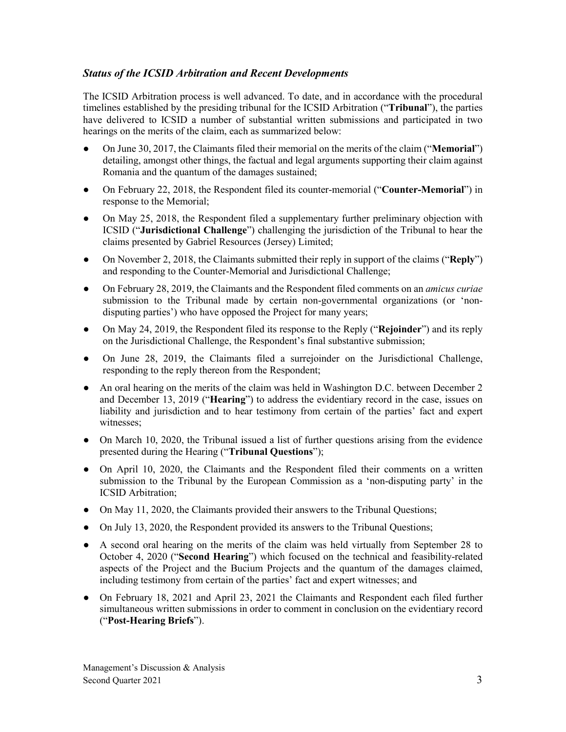### *Status of the ICSID Arbitration and Recent Developments*

The ICSID Arbitration process is well advanced. To date, and in accordance with the procedural timelines established by the presiding tribunal for the ICSID Arbitration ("**Tribunal**"), the parties have delivered to ICSID a number of substantial written submissions and participated in two hearings on the merits of the claim, each as summarized below:

- On June 30, 2017, the Claimants filed their memorial on the merits of the claim ("**Memorial**") detailing, amongst other things, the factual and legal arguments supporting their claim against Romania and the quantum of the damages sustained;
- On February 22, 2018, the Respondent filed its counter-memorial ("**Counter-Memorial**") in response to the Memorial;
- On May 25, 2018, the Respondent filed a supplementary further preliminary objection with ICSID ("**Jurisdictional Challenge**") challenging the jurisdiction of the Tribunal to hear the claims presented by Gabriel Resources (Jersey) Limited;
- On November 2, 2018, the Claimants submitted their reply in support of the claims ("**Reply**") and responding to the Counter-Memorial and Jurisdictional Challenge;
- On February 28, 2019, the Claimants and the Respondent filed comments on an *amicus curiae* submission to the Tribunal made by certain non-governmental organizations (or 'non-disputing parties') who have opposed the Project for many years;
- On May 24, 2019, the Respondent filed its response to the Reply ("**Rejoinder**") and its reply on the Jurisdictional Challenge, the Respondent's final substantive submission;
- On June 28, 2019, the Claimants filed a surrejoinder on the Jurisdictional Challenge, responding to the reply thereon from the Respondent;
- An oral hearing on the merits of the claim was held in Washington D.C. between December 2 and December 13, 2019 ("**Hearing**") to address the evidentiary record in the case, issues on liability and jurisdiction and to hear testimony from certain of the parties' fact and expert witnesses;
- On March 10, 2020, the Tribunal issued a list of further questions arising from the evidence presented during the Hearing ("**Tribunal Questions**");
- On April 10, 2020, the Claimants and the Respondent filed their comments on a written submission to the Tribunal by the European Commission as a 'non-disputing party' in the ICSID Arbitration;
- On May 11, 2020, the Claimants provided their answers to the Tribunal Questions;
- On July 13, 2020, the Respondent provided its answers to the Tribunal Questions;
- A second oral hearing on the merits of the claim was held virtually from September 28 to October 4, 2020 ("**Second Hearing**") which focused on the technical and feasibility-related aspects of the Project and the Bucium Projects and the quantum of the damages claimed, including testimony from certain of the parties' fact and expert witnesses; and
- On February 18, 2021 and April 23, 2021 the Claimants and Respondent each filed further simultaneous written submissions in order to comment in conclusion on the evidentiary record ("**Post-Hearing Briefs**").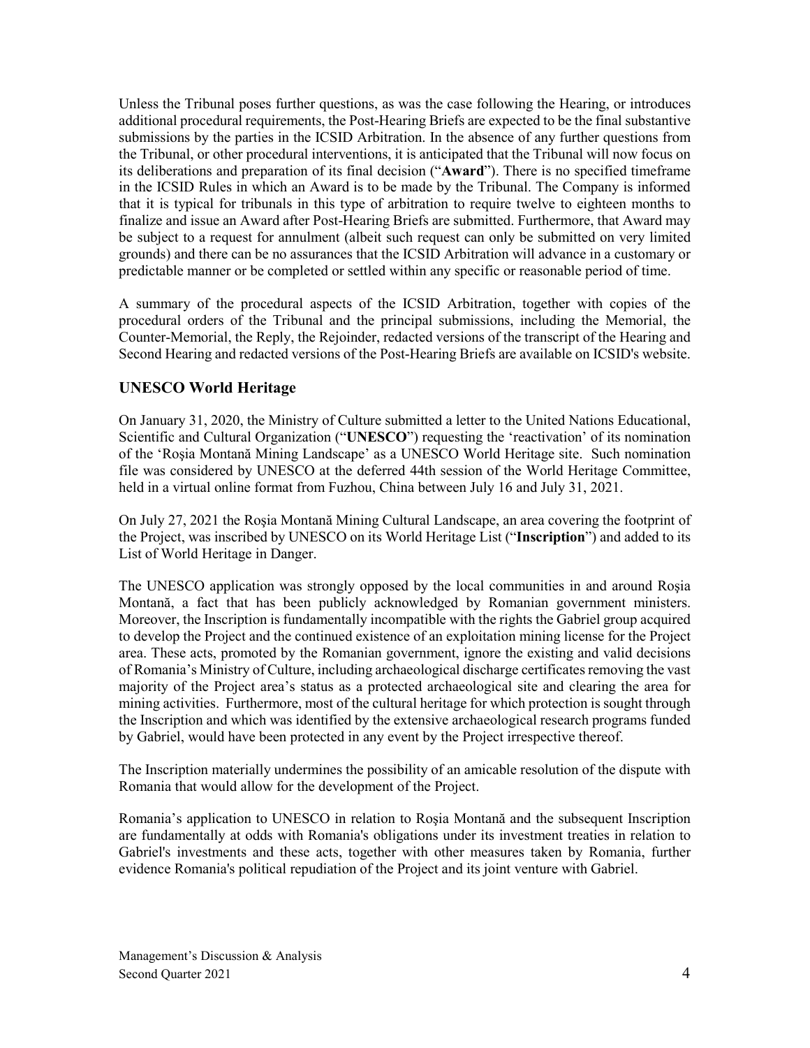Unless the Tribunal poses further questions, as was the case following the Hearing, or introduces additional procedural requirements, the Post-Hearing Briefs are expected to be the final substantive submissions by the parties in the ICSID Arbitration. In the absence of any further questions from the Tribunal, or other procedural interventions, it is anticipated that the Tribunal will now focus on its deliberations and preparation of its final decision ("**Award**"). There is no specified timeframe in the ICSID Rules in which an Award is to be made by the Tribunal. The Company is informed that it is typical for tribunals in this type of arbitration to require twelve to eighteen months to finalize and issue an Award after Post-Hearing Briefs are submitted. Furthermore, that Award may be subject to a request for annulment (albeit such request can only be submitted on very limited grounds) and there can be no assurances that the ICSID Arbitration will advance in a customary or predictable manner or be completed or settled within any specific or reasonable period of time.

A summary of the procedural aspects of the ICSID Arbitration, together with copies of the procedural orders of the Tribunal and the principal submissions, including the Memorial, the Counter-Memorial, the Reply, the Rejoinder, redacted versions of the transcript of the Hearing and Second Hearing and redacted versions of the Post-Hearing Briefs are available on ICSID's website.

## UNESCO World Heritage

On January 31, 2020, the Ministry of Culture submitted a letter to the United Nations Educational, Scientific and Cultural Organization ("**UNESCO**") requesting the 'reactivation' of its nomination of the 'Roşia Montană Mining Landscape' as a UNESCO World Heritage site. Such nomination file was considered by UNESCO at the deferred 44th session of the World Heritage Committee, held in a virtual online format from Fuzhou, China between July 16 and July 31, 2021.

On July 27, 2021 the Roşia Montană Mining Cultural Landscape, an area covering the footprint of the Project, was inscribed by UNESCO on its World Heritage List ("**Inscription**") and added to its List of World Heritage in Danger.

The UNESCO application was strongly opposed by the local communities in and around Roşia Montană, a fact that has been publicly acknowledged by Romanian government ministers. Moreover, the Inscription is fundamentally incompatible with the rights the Gabriel group acquired to develop the Project and the continued existence of an exploitation mining license for the Project area. These acts, promoted by the Romanian government, ignore the existing and valid decisions of Romania's Ministry of Culture, including archaeological discharge certificates removing the vast majority of the Project area's status as a protected archaeological site and clearing the area for mining activities. Furthermore, most of the cultural heritage for which protection is sought through the Inscription and which was identified by the extensive archaeological research programs funded by Gabriel, would have been protected in any event by the Project irrespective thereof.

The Inscription materially undermines the possibility of an amicable resolution of the dispute with Romania that would allow for the development of the Project.

Romania's application to UNESCO in relation to Roşia Montană and the subsequent Inscription are fundamentally at odds with Romania's obligations under its investment treaties in relation to Gabriel's investments and these acts, together with other measures taken by Romania, further evidence Romania's political repudiation of the Project and its joint venture with Gabriel.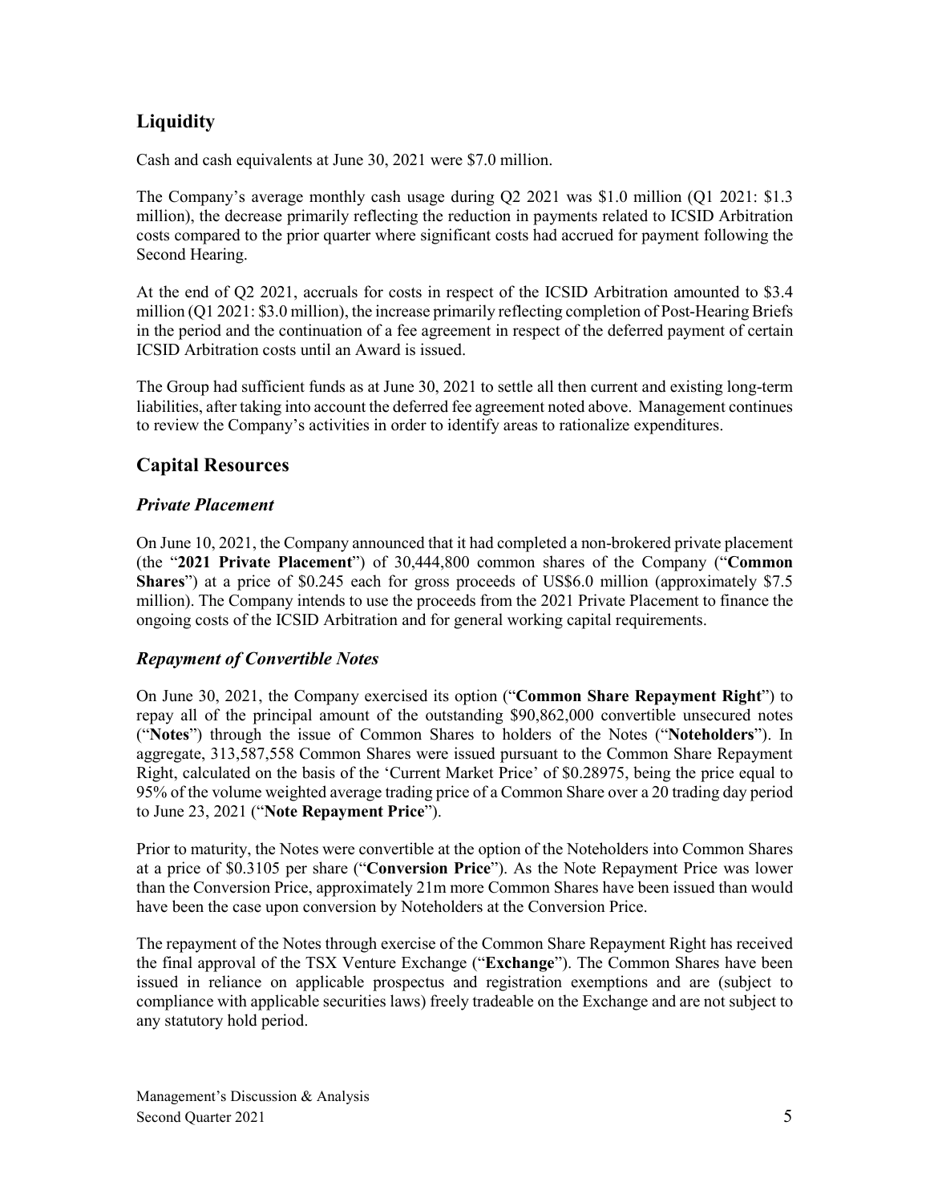## Liquidity

Cash and cash equivalents at June 30, 2021 were $7.0 million.

The Company's average monthly cash usage during Q2 2021 was $1.0 million (Q1 2021: $1.3 million), the decrease primarily reflecting the reduction in payments related to ICSID Arbitration costs compared to the prior quarter where significant costs had accrued for payment following the Second Hearing.

At the end of Q2 2021, accruals for costs in respect of the ICSID Arbitration amounted to $3.4 million (Q1 2021: $3.0 million), the increase primarily reflecting completion of Post-Hearing Briefs in the period and the continuation of a fee agreement in respect of the deferred payment of certain ICSID Arbitration costs until an Award is issued.

The Group had sufficient funds as at June 30, 2021 to settle all then current and existing long-term liabilities, after taking into account the deferred fee agreement noted above. Management continues to review the Company's activities in order to identify areas to rationalize expenditures.

## Capital Resources

### *Private Placement*

On June 10, 2021, the Company announced that it had completed a non-brokered private placement (the "**2021 Private Placement**") of 30,444,800 common shares of the Company ("**Common Shares**") at a price of $0.245 each for gross proceeds of US$6.0 million (approximately $7.5 million). The Company intends to use the proceeds from the 2021 Private Placement to finance the ongoing costs of the ICSID Arbitration and for general working capital requirements.

### *Repayment of Convertible Notes*

On June 30, 2021, the Company exercised its option ("**Common Share Repayment Right**") to repay all of the principal amount of the outstanding $90,862,000 convertible unsecured notes ("**Notes**") through the issue of Common Shares to holders of the Notes ("**Noteholders**"). In aggregate, 313,587,558 Common Shares were issued pursuant to the Common Share Repayment Right, calculated on the basis of the 'Current Market Price' of $0.28975, being the price equal to 95% of the volume weighted average trading price of a Common Share over a 20 trading day period to June 23, 2021 ("**Note Repayment Price**").

Prior to maturity, the Notes were convertible at the option of the Noteholders into Common Shares at a price of $0.3105 per share ("**Conversion Price**"). As the Note Repayment Price was lower than the Conversion Price, approximately 21m more Common Shares have been issued than would have been the case upon conversion by Noteholders at the Conversion Price.

The repayment of the Notes through exercise of the Common Share Repayment Right has received the final approval of the TSX Venture Exchange ("**Exchange**"). The Common Shares have been issued in reliance on applicable prospectus and registration exemptions and are (subject to compliance with applicable securities laws) freely tradeable on the Exchange and are not subject to any statutory hold period.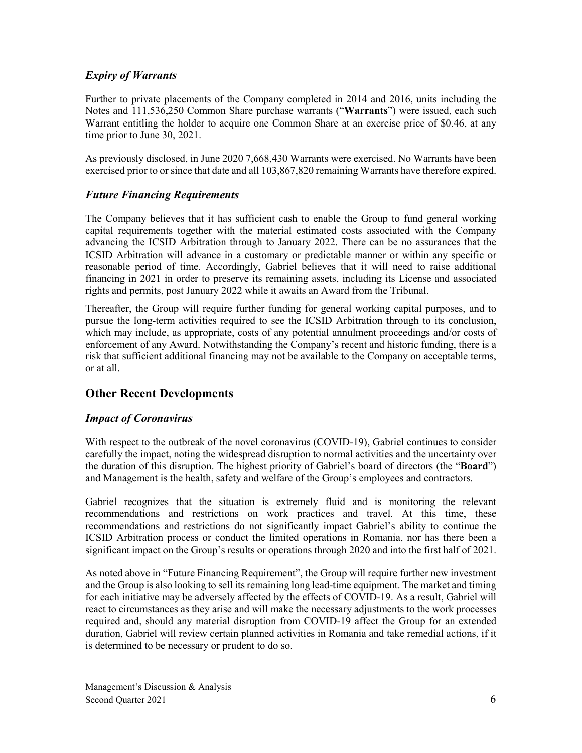### *Expiry of Warrants*

Further to private placements of the Company completed in 2014 and 2016, units including the Notes and 111,536,250 Common Share purchase warrants ("**Warrants**") were issued, each such Warrant entitling the holder to acquire one Common Share at an exercise price of $0.46, at any time prior to June 30, 2021.

As previously disclosed, in June 2020 7,668,430 Warrants were exercised. No Warrants have been exercised prior to or since that date and all 103,867,820 remaining Warrants have therefore expired.

### *Future Financing Requirements*

The Company believes that it has sufficient cash to enable the Group to fund general working capital requirements together with the material estimated costs associated with the Company advancing the ICSID Arbitration through to January 2022. There can be no assurances that the ICSID Arbitration will advance in a customary or predictable manner or within any specific or reasonable period of time. Accordingly, Gabriel believes that it will need to raise additional financing in 2021 in order to preserve its remaining assets, including its License and associated rights and permits, post January 2022 while it awaits an Award from the Tribunal.

Thereafter, the Group will require further funding for general working capital purposes, and to pursue the long-term activities required to see the ICSID Arbitration through to its conclusion, which may include, as appropriate, costs of any potential annulment proceedings and/or costs of enforcement of any Award. Notwithstanding the Company's recent and historic funding, there is a risk that sufficient additional financing may not be available to the Company on acceptable terms, or at all.

## Other Recent Developments

### *Impact of Coronavirus*

With respect to the outbreak of the novel coronavirus (COVID-19), Gabriel continues to consider carefully the impact, noting the widespread disruption to normal activities and the uncertainty over the duration of this disruption. The highest priority of Gabriel's board of directors (the "**Board**") and Management is the health, safety and welfare of the Group's employees and contractors.

Gabriel recognizes that the situation is extremely fluid and is monitoring the relevant recommendations and restrictions on work practices and travel. At this time, these recommendations and restrictions do not significantly impact Gabriel's ability to continue the ICSID Arbitration process or conduct the limited operations in Romania, nor has there been a significant impact on the Group's results or operations through 2020 and into the first half of 2021.

As noted above in "Future Financing Requirement", the Group will require further new investment and the Group is also looking to sell its remaining long lead-time equipment. The market and timing for each initiative may be adversely affected by the effects of COVID-19. As a result, Gabriel will react to circumstances as they arise and will make the necessary adjustments to the work processes required and, should any material disruption from COVID-19 affect the Group for an extended duration, Gabriel will review certain planned activities in Romania and take remedial actions, if it is determined to be necessary or prudent to do so.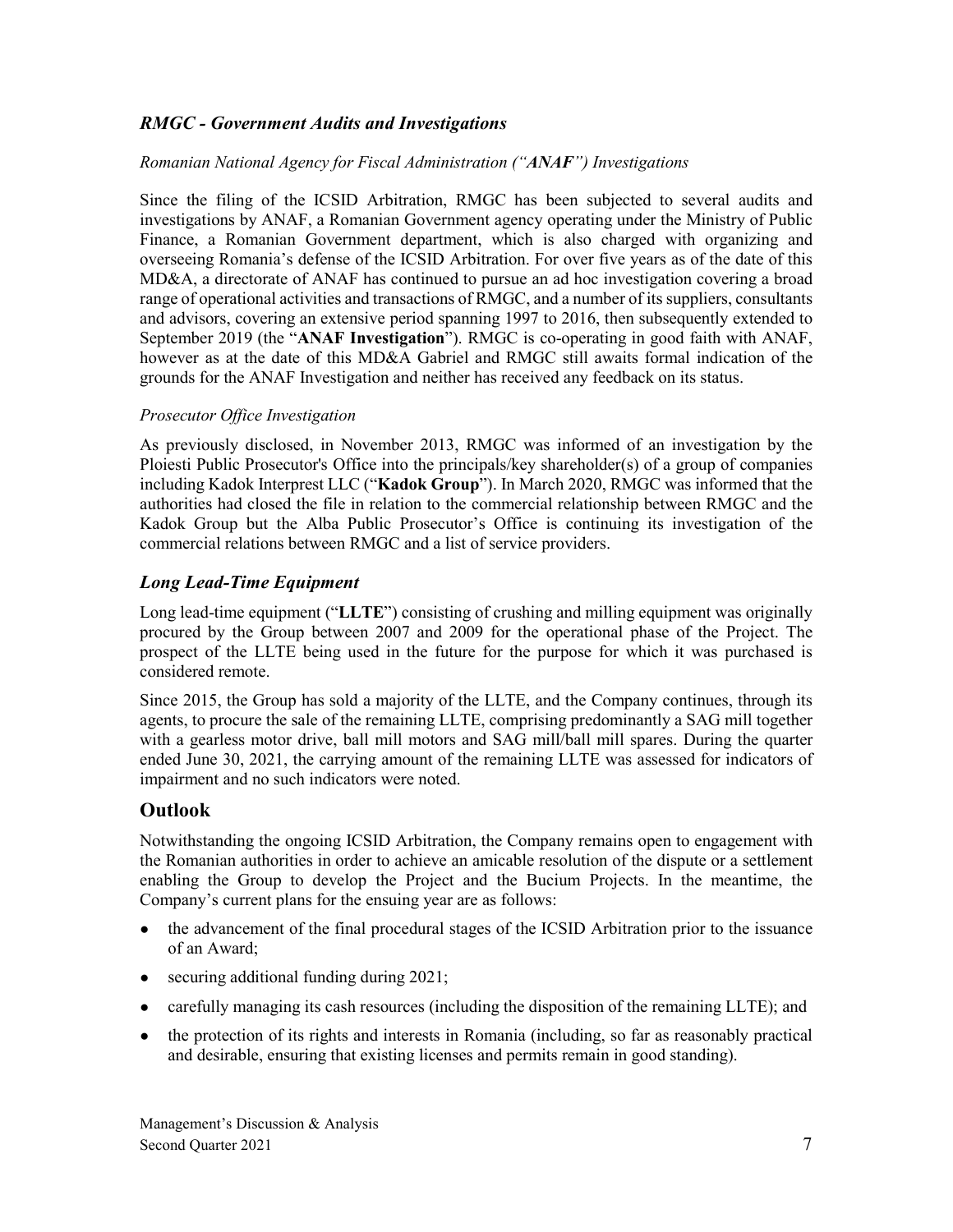### *RMGC - Government Audits and Investigations*

*Romanian National Agency for Fiscal Administration (“**ANAF**”) Investigations*

Since the filing of the ICSID Arbitration, RMGC has been subjected to several audits and investigations by ANAF, a Romanian Government agency operating under the Ministry of Public Finance, a Romanian Government department, which is also charged with organizing and overseeing Romania’s defense of the ICSID Arbitration. For over five years as of the date of this MD&A, a directorate of ANAF has continued to pursue an ad hoc investigation covering a broad range of operational activities and transactions of RMGC, and a number of its suppliers, consultants and advisors, covering an extensive period spanning 1997 to 2016, then subsequently extended to September 2019 (the “**ANAF Investigation**”). RMGC is co-operating in good faith with ANAF, however as at the date of this MD&A Gabriel and RMGC still awaits formal indication of the grounds for the ANAF Investigation and neither has received any feedback on its status.

*Prosecutor Office Investigation*

As previously disclosed, in November 2013, RMGC was informed of an investigation by the Ploiesti Public Prosecutor's Office into the principals/key shareholder(s) of a group of companies including Kadok Interprest LLC (“**Kadok Group**”). In March 2020, RMGC was informed that the authorities had closed the file in relation to the commercial relationship between RMGC and the Kadok Group but the Alba Public Prosecutor’s Office is continuing its investigation of the commercial relations between RMGC and a list of service providers.

### *Long Lead-Time Equipment*

Long lead-time equipment (“**LLTE**”) consisting of crushing and milling equipment was originally procured by the Group between 2007 and 2009 for the operational phase of the Project. The prospect of the LLTE being used in the future for the purpose for which it was purchased is considered remote.

Since 2015, the Group has sold a majority of the LLTE, and the Company continues, through its agents, to procure the sale of the remaining LLTE, comprising predominantly a SAG mill together with a gearless motor drive, ball mill motors and SAG mill/ball mill spares. During the quarter ended June 30, 2021, the carrying amount of the remaining LLTE was assessed for indicators of impairment and no such indicators were noted.

## Outlook

Notwithstanding the ongoing ICSID Arbitration, the Company remains open to engagement with the Romanian authorities in order to achieve an amicable resolution of the dispute or a settlement enabling the Group to develop the Project and the Bucium Projects. In the meantime, the Company’s current plans for the ensuing year are as follows:

- the advancement of the final procedural stages of the ICSID Arbitration prior to the issuance of an Award;
- securing additional funding during 2021;
- carefully managing its cash resources (including the disposition of the remaining LLTE); and
- the protection of its rights and interests in Romania (including, so far as reasonably practical and desirable, ensuring that existing licenses and permits remain in good standing).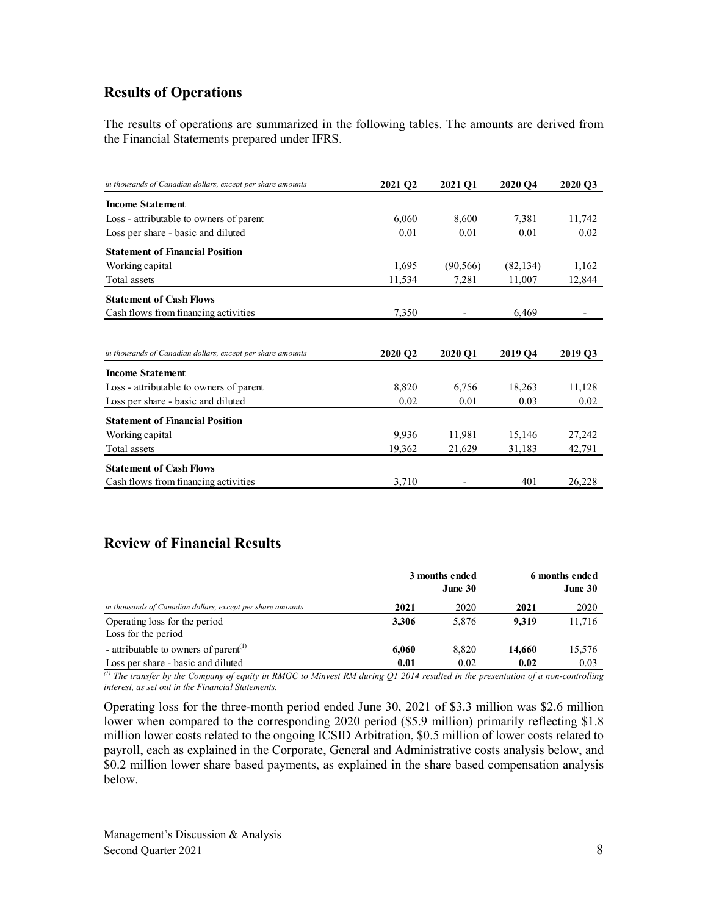## Results of Operations

The results of operations are summarized in the following tables. The amounts are derived from the Financial Statements prepared under IFRS.

| *in thousands of Canadian dollars, except per share amounts* | 2021 Q2 | 2021 Q1 | 2020 Q4 | 2020 Q3 |
|---|---|---|---|---|
| **Income Statement** | | | | |
| Loss - attributable to owners of parent | 6,060 | 8,600 | 7,381 | 11,742 |
| Loss per share - basic and diluted | 0.01 | 0.01 | 0.01 | 0.02 |
| **Statement of Financial Position** | | | | |
| Working capital | 1,695 | (90,566) | (82,134) | 1,162 |
| Total assets | 11,534 | 7,281 | 11,007 | 12,844 |
| **Statement of Cash Flows** | | | | |
| Cash flows from financing activities | 7,350 | - | 6,469 | - |

| *in thousands of Canadian dollars, except per share amounts* | 2020 Q2 | 2020 Q1 | 2019 Q4 | 2019 Q3 |
|---|---|---|---|---|
| **Income Statement** | | | | |
| Loss - attributable to owners of parent | 8,820 | 6,756 | 18,263 | 11,128 |
| Loss per share - basic and diluted | 0.02 | 0.01 | 0.03 | 0.02 |
| **Statement of Financial Position** | | | | |
| Working capital | 9,936 | 11,981 | 15,146 | 27,242 |
| Total assets | 19,362 | 21,629 | 31,183 | 42,791 |
| **Statement of Cash Flows** | | | | |
| Cash flows from financing activities | 3,710 | - | 401 | 26,228 |

## Review of Financial Results

| | 3 months ended June 30 | | 6 months ended June 30 | |
|---|---|---|---|---|
| *in thousands of Canadian dollars, except per share amounts* | **2021** | 2020 | **2021** | 2020 |
| Operating loss for the period | **3,306** | 5,876 | **9,319** | 11,716 |
| Loss for the period | | | | |
| - attributable to owners of parent[(1)] | **6,060** | 8,820 | **14,660** | 15,576 |
| Loss per share - basic and diluted | **0.01** | 0.02 | **0.02** | 0.03 |

*[(1)] The transfer by the Company of equity in RMGC to Minvest RM during Q1 2014 resulted in the presentation of a non-controlling interest, as set out in the Financial Statements.*

Operating loss for the three-month period ended June 30, 2021 of \$3.3 million was \$2.6 million lower when compared to the corresponding 2020 period (\$5.9 million) primarily reflecting \$1.8 million lower costs related to the ongoing ICSID Arbitration, \$0.5 million of lower costs related to payroll, each as explained in the Corporate, General and Administrative costs analysis below, and \$0.2 million lower share based payments, as explained in the share based compensation analysis below.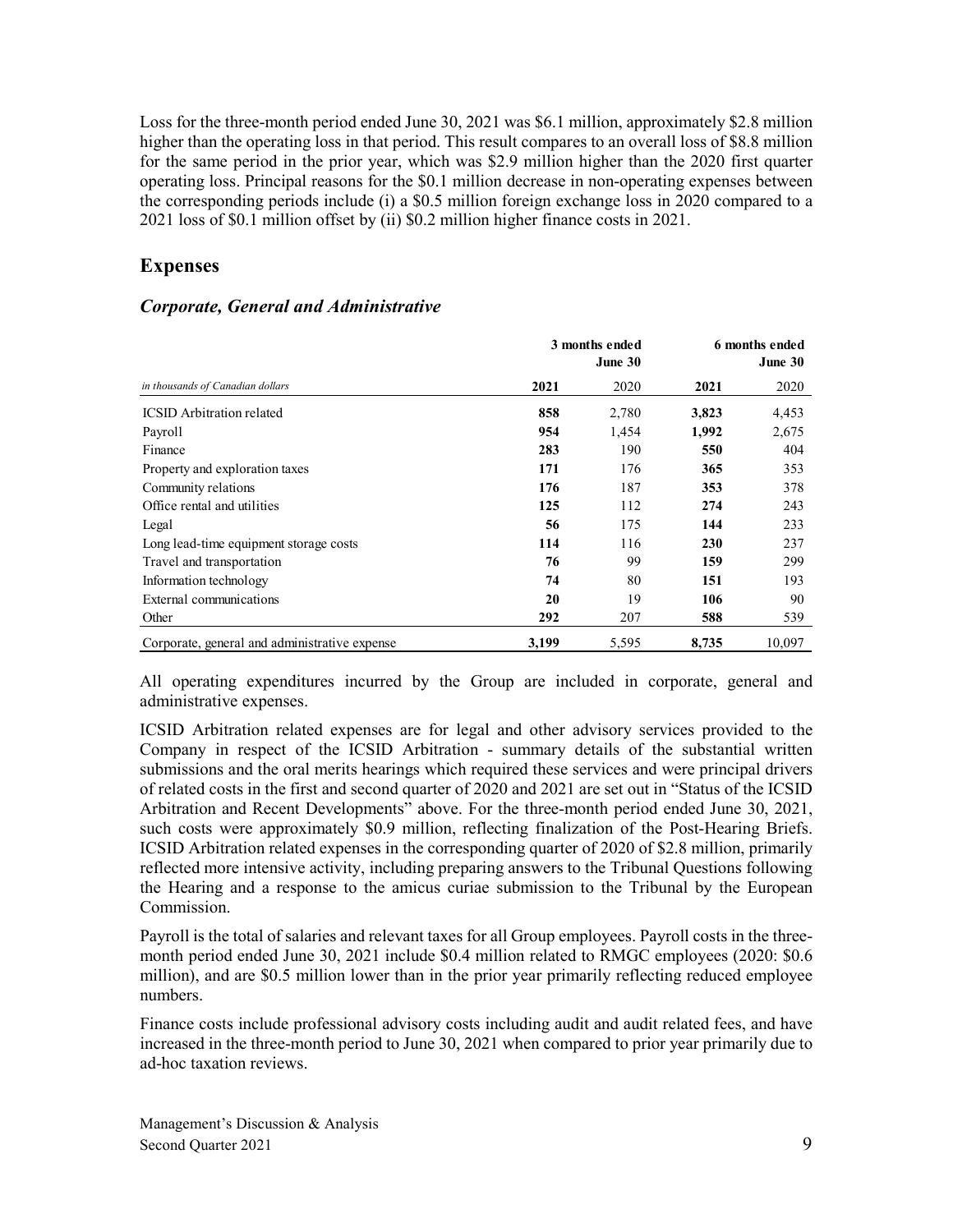Loss for the three-month period ended June 30, 2021 was \$6.1 million, approximately \$2.8 million higher than the operating loss in that period. This result compares to an overall loss of \$8.8 million for the same period in the prior year, which was \$2.9 million higher than the 2020 first quarter operating loss. Principal reasons for the \$0.1 million decrease in non-operating expenses between the corresponding periods include (i) a \$0.5 million foreign exchange loss in 2020 compared to a 2021 loss of \$0.1 million offset by (ii) \$0.2 million higher finance costs in 2021.

## Expenses

### *Corporate, General and Administrative*

| | 3 months ended June 30 | | 6 months ended June 30 | |
|---|---|---|---|---|
| *in thousands of Canadian dollars* | **2021** | 2020 | **2021** | 2020 |
| ICSID Arbitration related | **858** | 2,780 | **3,823** | 4,453 |
| Payroll | **954** | 1,454 | **1,992** | 2,675 |
| Finance | **283** | 190 | **550** | 404 |
| Property and exploration taxes | **171** | 176 | **365** | 353 |
| Community relations | **176** | 187 | **353** | 378 |
| Office rental and utilities | **125** | 112 | **274** | 243 |
| Legal | **56** | 175 | **144** | 233 |
| Long lead-time equipment storage costs | **114** | 116 | **230** | 237 |
| Travel and transportation | **76** | 99 | **159** | 299 |
| Information technology | **74** | 80 | **151** | 193 |
| External communications | **20** | 19 | **106** | 90 |
| Other | **292** | 207 | **588** | 539 |
| Corporate, general and administrative expense | **3,199** | 5,595 | **8,735** | 10,097 |

All operating expenditures incurred by the Group are included in corporate, general and administrative expenses.

ICSID Arbitration related expenses are for legal and other advisory services provided to the Company in respect of the ICSID Arbitration - summary details of the substantial written submissions and the oral merits hearings which required these services and were principal drivers of related costs in the first and second quarter of 2020 and 2021 are set out in "Status of the ICSID Arbitration and Recent Developments" above. For the three-month period ended June 30, 2021, such costs were approximately \$0.9 million, reflecting finalization of the Post-Hearing Briefs. ICSID Arbitration related expenses in the corresponding quarter of 2020 of \$2.8 million, primarily reflected more intensive activity, including preparing answers to the Tribunal Questions following the Hearing and a response to the amicus curiae submission to the Tribunal by the European Commission.

Payroll is the total of salaries and relevant taxes for all Group employees. Payroll costs in the three-month period ended June 30, 2021 include \$0.4 million related to RMGC employees (2020: \$0.6 million), and are \$0.5 million lower than in the prior year primarily reflecting reduced employee numbers.

Finance costs include professional advisory costs including audit and audit related fees, and have increased in the three-month period to June 30, 2021 when compared to prior year primarily due to ad-hoc taxation reviews.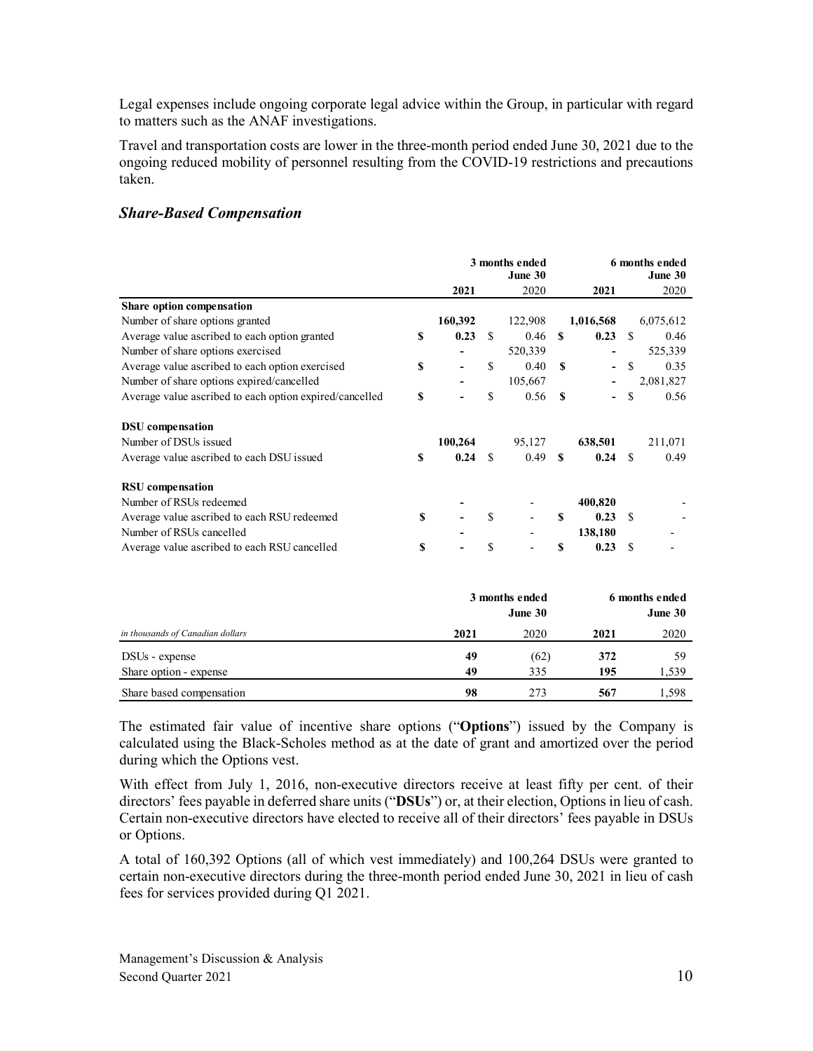Legal expenses include ongoing corporate legal advice within the Group, in particular with regard to matters such as the ANAF investigations.

Travel and transportation costs are lower in the three-month period ended June 30, 2021 due to the ongoing reduced mobility of personnel resulting from the COVID-19 restrictions and precautions taken.

### *Share-Based Compensation*

| | 3 months ended June 30 | | 6 months ended June 30 | |
|---|---|---|---|---|
| | **2021** | 2020 | **2021** | 2020 |
| **Share option compensation** | | | | |
| Number of share options granted | **160,392** | 122,908 | **1,016,568** | 6,075,612 |
| Average value ascribed to each option granted | **$ 0.23** | $ 0.46 | **$ 0.23** | $ 0.46 |
| Number of share options exercised | **-** | 520,339 | **-** | 525,339 |
| Average value ascribed to each option exercised | **$ -** | $ 0.40 | **$ -** | $ 0.35 |
| Number of share options expired/cancelled | **-** | 105,667 | **-** | 2,081,827 |
| Average value ascribed to each option expired/cancelled | **$ -** | $ 0.56 | **$ -** | $ 0.56 |
| **DSU compensation** | | | | |
| Number of DSUs issued | **100,264** | 95,127 | **638,501** | 211,071 |
| Average value ascribed to each DSU issued | **$ 0.24** | $ 0.49 | **$ 0.24** | $ 0.49 |
| **RSU compensation** | | | | |
| Number of RSUs redeemed | **-** | - | **400,820** | - |
| Average value ascribed to each RSU redeemed | **$ -** | $ - | **$ 0.23** | $ - |
| Number of RSUs cancelled | **-** | - | **138,180** | - |
| Average value ascribed to each RSU cancelled | **$ -** | $ - | **$ 0.23** | $ - |

| | 3 months ended June 30 | | 6 months ended June 30 | |
|---|---|---|---|---|
| *in thousands of Canadian dollars* | **2021** | 2020 | **2021** | 2020 |
| DSUs - expense | **49** | (62) | **372** | 59 |
| Share option - expense | **49** | 335 | **195** | 1,539 |
| Share based compensation | **98** | 273 | **567** | 1,598 |

The estimated fair value of incentive share options ("**Options**") issued by the Company is calculated using the Black-Scholes method as at the date of grant and amortized over the period during which the Options vest.

With effect from July 1, 2016, non-executive directors receive at least fifty per cent. of their directors' fees payable in deferred share units ("**DSUs**") or, at their election, Options in lieu of cash. Certain non-executive directors have elected to receive all of their directors' fees payable in DSUs or Options.

A total of 160,392 Options (all of which vest immediately) and 100,264 DSUs were granted to certain non-executive directors during the three-month period ended June 30, 2021 in lieu of cash fees for services provided during Q1 2021.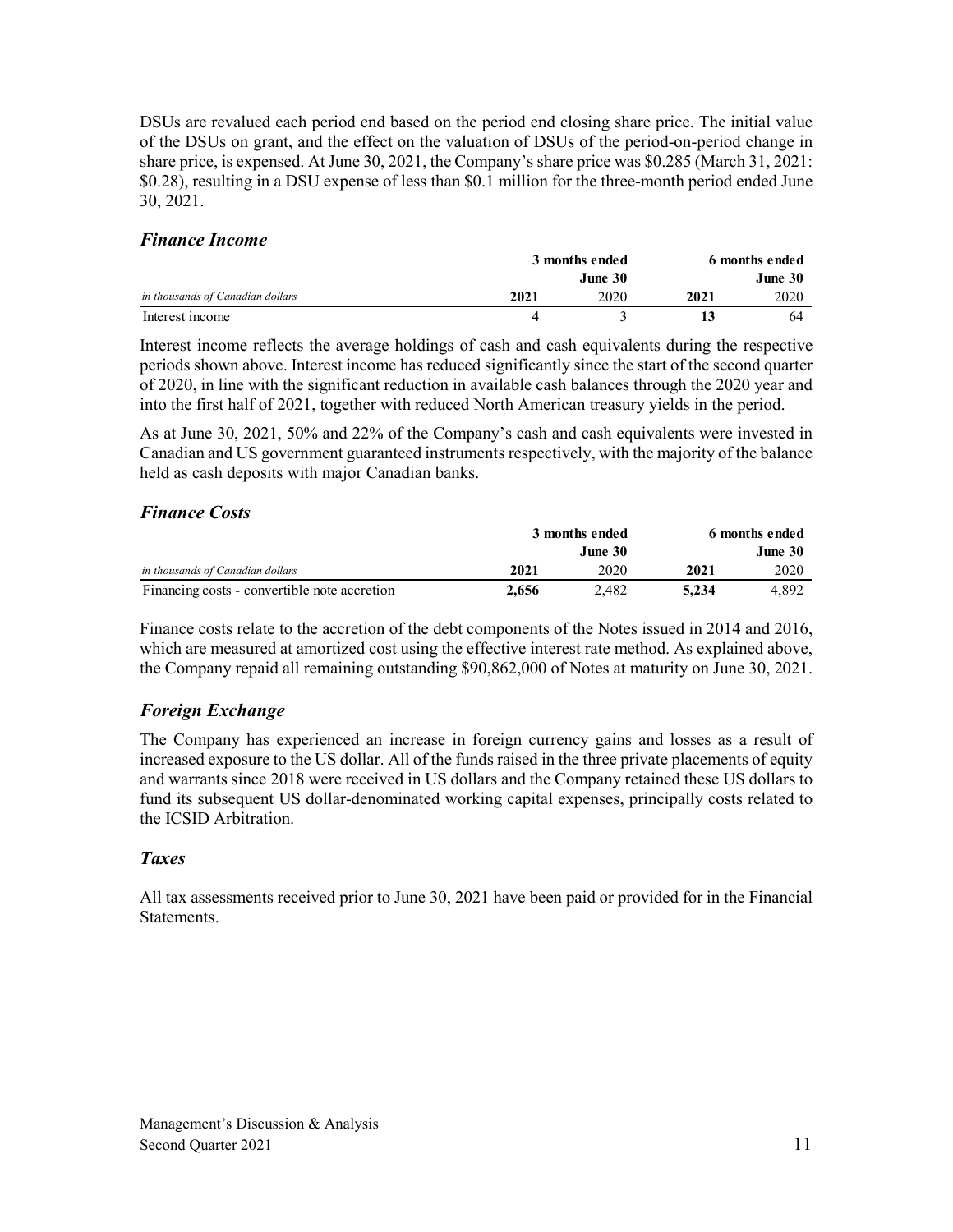DSUs are revalued each period end based on the period end closing share price. The initial value of the DSUs on grant, and the effect on the valuation of DSUs of the period-on-period change in share price, is expensed. At June 30, 2021, the Company's share price was $0.285 (March 31, 2021: $0.28), resulting in a DSU expense of less than $0.1 million for the three-month period ended June 30, 2021.

### *Finance Income*

| | 3 months ended June 30 | | 6 months ended June 30 | |
|---|---|---|---|---|
| *in thousands of Canadian dollars* | **2021** | 2020 | **2021** | 2020 |
| Interest income | **4** | 3 | **13** | 64 |

Interest income reflects the average holdings of cash and cash equivalents during the respective periods shown above. Interest income has reduced significantly since the start of the second quarter of 2020, in line with the significant reduction in available cash balances through the 2020 year and into the first half of 2021, together with reduced North American treasury yields in the period.

As at June 30, 2021, 50% and 22% of the Company's cash and cash equivalents were invested in Canadian and US government guaranteed instruments respectively, with the majority of the balance held as cash deposits with major Canadian banks.

### *Finance Costs*

| | 3 months ended June 30 | | 6 months ended June 30 | |
|---|---|---|---|---|
| *in thousands of Canadian dollars* | **2021** | 2020 | **2021** | 2020 |
| Financing costs - convertible note accretion | **2,656** | 2,482 | **5,234** | 4,892 |

Finance costs relate to the accretion of the debt components of the Notes issued in 2014 and 2016, which are measured at amortized cost using the effective interest rate method. As explained above, the Company repaid all remaining outstanding $90,862,000 of Notes at maturity on June 30, 2021.

### *Foreign Exchange*

The Company has experienced an increase in foreign currency gains and losses as a result of increased exposure to the US dollar. All of the funds raised in the three private placements of equity and warrants since 2018 were received in US dollars and the Company retained these US dollars to fund its subsequent US dollar-denominated working capital expenses, principally costs related to the ICSID Arbitration.

### *Taxes*

All tax assessments received prior to June 30, 2021 have been paid or provided for in the Financial Statements.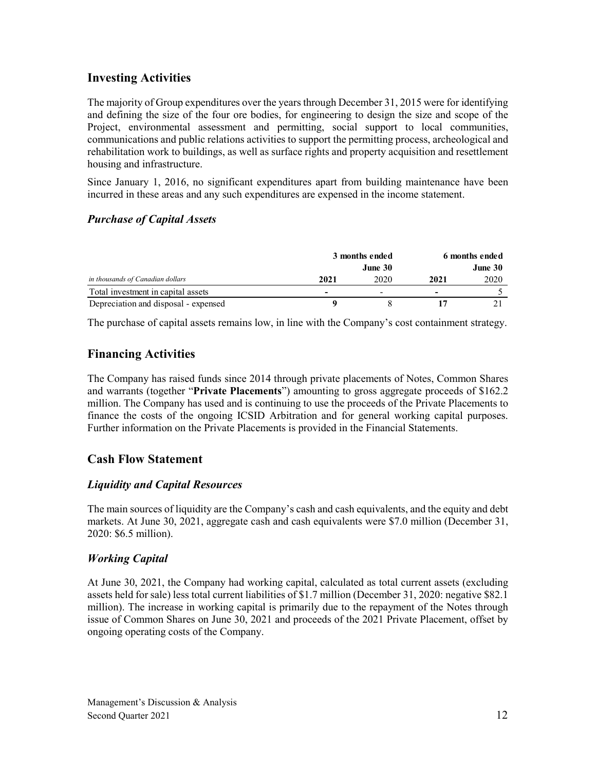## Investing Activities

The majority of Group expenditures over the years through December 31, 2015 were for identifying and defining the size of the four ore bodies, for engineering to design the size and scope of the Project, environmental assessment and permitting, social support to local communities, communications and public relations activities to support the permitting process, archeological and rehabilitation work to buildings, as well as surface rights and property acquisition and resettlement housing and infrastructure.

Since January 1, 2016, no significant expenditures apart from building maintenance have been incurred in these areas and any such expenditures are expensed in the income statement.

### *Purchase of Capital Assets*

| | 3 months ended | | 6 months ended | |
|---|---|---|---|---|
| | | June 30 | | June 30 |
| *in thousands of Canadian dollars* | **2021** | 2020 | **2021** | 2020 |
| Total investment in capital assets | **-** | - | **-** | 5 |
| Depreciation and disposal - expensed | **9** | 8 | **17** | 21 |

The purchase of capital assets remains low, in line with the Company's cost containment strategy.

## Financing Activities

The Company has raised funds since 2014 through private placements of Notes, Common Shares and warrants (together "**Private Placements**") amounting to gross aggregate proceeds of $162.2 million. The Company has used and is continuing to use the proceeds of the Private Placements to finance the costs of the ongoing ICSID Arbitration and for general working capital purposes. Further information on the Private Placements is provided in the Financial Statements.

## Cash Flow Statement

### *Liquidity and Capital Resources*

The main sources of liquidity are the Company's cash and cash equivalents, and the equity and debt markets. At June 30, 2021, aggregate cash and cash equivalents were $7.0 million (December 31, 2020: $6.5 million).

### *Working Capital*

At June 30, 2021, the Company had working capital, calculated as total current assets (excluding assets held for sale) less total current liabilities of $1.7 million (December 31, 2020: negative $82.1 million). The increase in working capital is primarily due to the repayment of the Notes through issue of Common Shares on June 30, 2021 and proceeds of the 2021 Private Placement, offset by ongoing operating costs of the Company.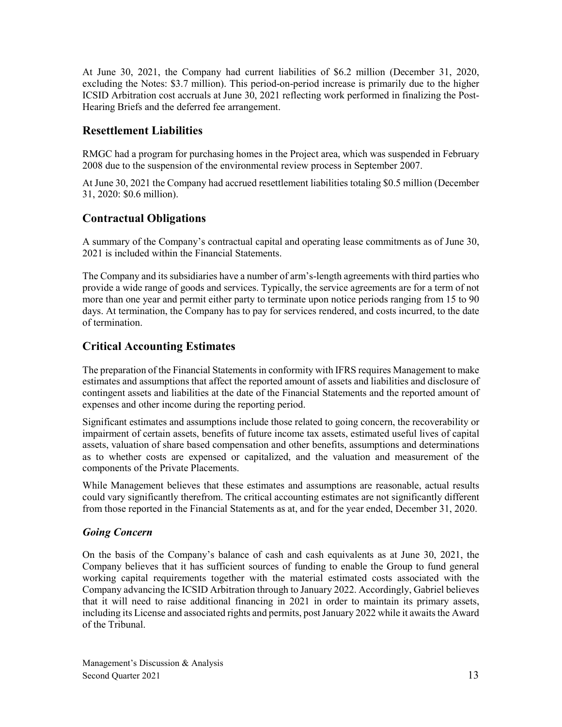At June 30, 2021, the Company had current liabilities of $6.2 million (December 31, 2020, excluding the Notes: $3.7 million). This period-on-period increase is primarily due to the higher ICSID Arbitration cost accruals at June 30, 2021 reflecting work performed in finalizing the Post-Hearing Briefs and the deferred fee arrangement.

## Resettlement Liabilities

RMGC had a program for purchasing homes in the Project area, which was suspended in February 2008 due to the suspension of the environmental review process in September 2007.

At June 30, 2021 the Company had accrued resettlement liabilities totaling $0.5 million (December 31, 2020: $0.6 million).

## Contractual Obligations

A summary of the Company's contractual capital and operating lease commitments as of June 30, 2021 is included within the Financial Statements.

The Company and its subsidiaries have a number of arm's-length agreements with third parties who provide a wide range of goods and services. Typically, the service agreements are for a term of not more than one year and permit either party to terminate upon notice periods ranging from 15 to 90 days. At termination, the Company has to pay for services rendered, and costs incurred, to the date of termination.

## Critical Accounting Estimates

The preparation of the Financial Statements in conformity with IFRS requires Management to make estimates and assumptions that affect the reported amount of assets and liabilities and disclosure of contingent assets and liabilities at the date of the Financial Statements and the reported amount of expenses and other income during the reporting period.

Significant estimates and assumptions include those related to going concern, the recoverability or impairment of certain assets, benefits of future income tax assets, estimated useful lives of capital assets, valuation of share based compensation and other benefits, assumptions and determinations as to whether costs are expensed or capitalized, and the valuation and measurement of the components of the Private Placements.

While Management believes that these estimates and assumptions are reasonable, actual results could vary significantly therefrom. The critical accounting estimates are not significantly different from those reported in the Financial Statements as at, and for the year ended, December 31, 2020.

### *Going Concern*

On the basis of the Company's balance of cash and cash equivalents as at June 30, 2021, the Company believes that it has sufficient sources of funding to enable the Group to fund general working capital requirements together with the material estimated costs associated with the Company advancing the ICSID Arbitration through to January 2022. Accordingly, Gabriel believes that it will need to raise additional financing in 2021 in order to maintain its primary assets, including its License and associated rights and permits, post January 2022 while it awaits the Award of the Tribunal.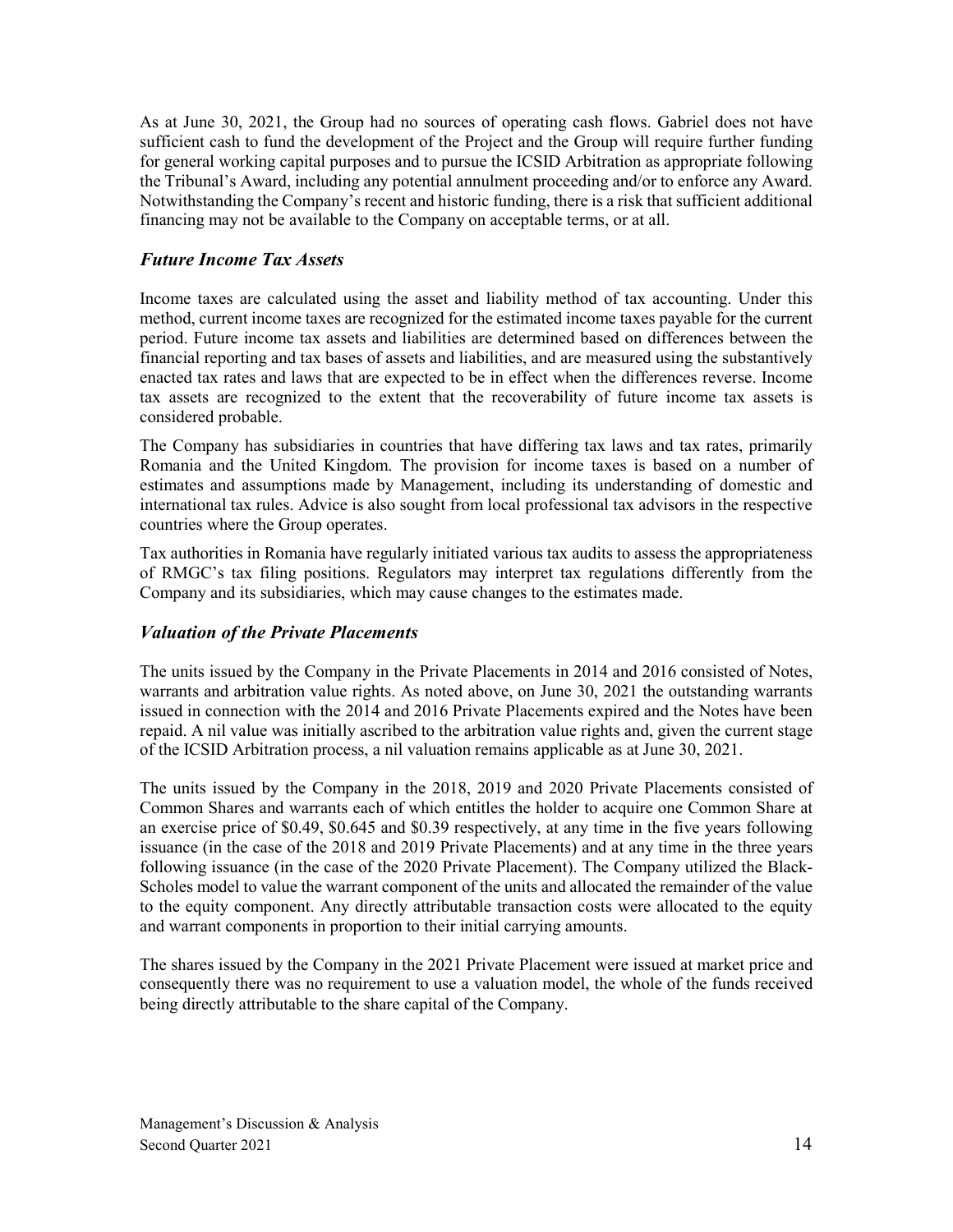As at June 30, 2021, the Group had no sources of operating cash flows. Gabriel does not have sufficient cash to fund the development of the Project and the Group will require further funding for general working capital purposes and to pursue the ICSID Arbitration as appropriate following the Tribunal's Award, including any potential annulment proceeding and/or to enforce any Award. Notwithstanding the Company's recent and historic funding, there is a risk that sufficient additional financing may not be available to the Company on acceptable terms, or at all.

### *Future Income Tax Assets*

Income taxes are calculated using the asset and liability method of tax accounting. Under this method, current income taxes are recognized for the estimated income taxes payable for the current period. Future income tax assets and liabilities are determined based on differences between the financial reporting and tax bases of assets and liabilities, and are measured using the substantively enacted tax rates and laws that are expected to be in effect when the differences reverse. Income tax assets are recognized to the extent that the recoverability of future income tax assets is considered probable.

The Company has subsidiaries in countries that have differing tax laws and tax rates, primarily Romania and the United Kingdom. The provision for income taxes is based on a number of estimates and assumptions made by Management, including its understanding of domestic and international tax rules. Advice is also sought from local professional tax advisors in the respective countries where the Group operates.

Tax authorities in Romania have regularly initiated various tax audits to assess the appropriateness of RMGC's tax filing positions. Regulators may interpret tax regulations differently from the Company and its subsidiaries, which may cause changes to the estimates made.

### *Valuation of the Private Placements*

The units issued by the Company in the Private Placements in 2014 and 2016 consisted of Notes, warrants and arbitration value rights. As noted above, on June 30, 2021 the outstanding warrants issued in connection with the 2014 and 2016 Private Placements expired and the Notes have been repaid. A nil value was initially ascribed to the arbitration value rights and, given the current stage of the ICSID Arbitration process, a nil valuation remains applicable as at June 30, 2021.

The units issued by the Company in the 2018, 2019 and 2020 Private Placements consisted of Common Shares and warrants each of which entitles the holder to acquire one Common Share at an exercise price of $0.49, $0.645 and $0.39 respectively, at any time in the five years following issuance (in the case of the 2018 and 2019 Private Placements) and at any time in the three years following issuance (in the case of the 2020 Private Placement). The Company utilized the Black-Scholes model to value the warrant component of the units and allocated the remainder of the value to the equity component. Any directly attributable transaction costs were allocated to the equity and warrant components in proportion to their initial carrying amounts.

The shares issued by the Company in the 2021 Private Placement were issued at market price and consequently there was no requirement to use a valuation model, the whole of the funds received being directly attributable to the share capital of the Company.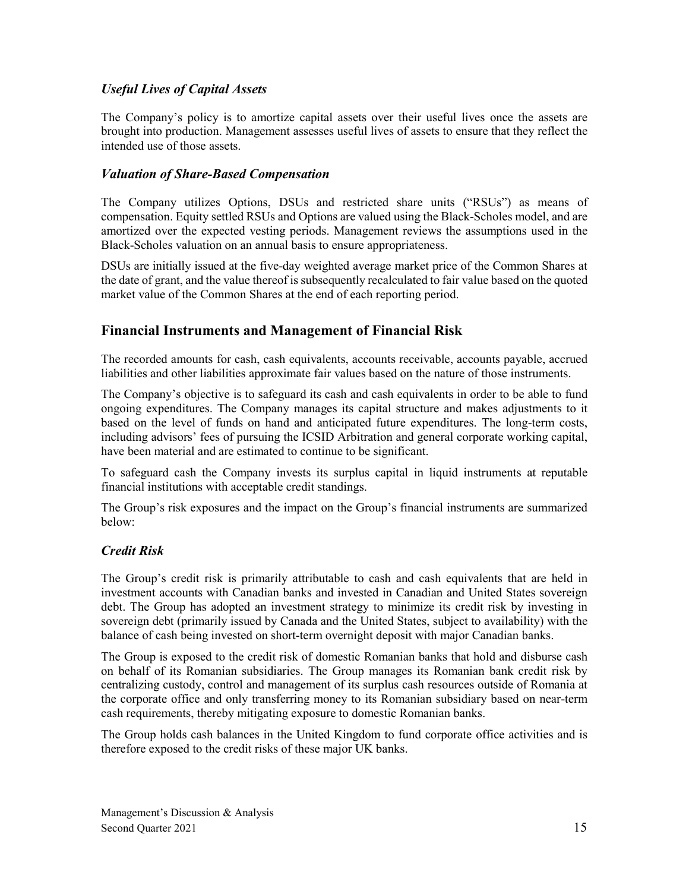### *Useful Lives of Capital Assets*

The Company's policy is to amortize capital assets over their useful lives once the assets are brought into production. Management assesses useful lives of assets to ensure that they reflect the intended use of those assets.

### *Valuation of Share-Based Compensation*

The Company utilizes Options, DSUs and restricted share units ("RSUs") as means of compensation. Equity settled RSUs and Options are valued using the Black-Scholes model, and are amortized over the expected vesting periods. Management reviews the assumptions used in the Black-Scholes valuation on an annual basis to ensure appropriateness.

DSUs are initially issued at the five-day weighted average market price of the Common Shares at the date of grant, and the value thereof is subsequently recalculated to fair value based on the quoted market value of the Common Shares at the end of each reporting period.

## Financial Instruments and Management of Financial Risk

The recorded amounts for cash, cash equivalents, accounts receivable, accounts payable, accrued liabilities and other liabilities approximate fair values based on the nature of those instruments.

The Company's objective is to safeguard its cash and cash equivalents in order to be able to fund ongoing expenditures. The Company manages its capital structure and makes adjustments to it based on the level of funds on hand and anticipated future expenditures. The long-term costs, including advisors' fees of pursuing the ICSID Arbitration and general corporate working capital, have been material and are estimated to continue to be significant.

To safeguard cash the Company invests its surplus capital in liquid instruments at reputable financial institutions with acceptable credit standings.

The Group's risk exposures and the impact on the Group's financial instruments are summarized below:

### *Credit Risk*

The Group's credit risk is primarily attributable to cash and cash equivalents that are held in investment accounts with Canadian banks and invested in Canadian and United States sovereign debt. The Group has adopted an investment strategy to minimize its credit risk by investing in sovereign debt (primarily issued by Canada and the United States, subject to availability) with the balance of cash being invested on short-term overnight deposit with major Canadian banks.

The Group is exposed to the credit risk of domestic Romanian banks that hold and disburse cash on behalf of its Romanian subsidiaries. The Group manages its Romanian bank credit risk by centralizing custody, control and management of its surplus cash resources outside of Romania at the corporate office and only transferring money to its Romanian subsidiary based on near-term cash requirements, thereby mitigating exposure to domestic Romanian banks.

The Group holds cash balances in the United Kingdom to fund corporate office activities and is therefore exposed to the credit risks of these major UK banks.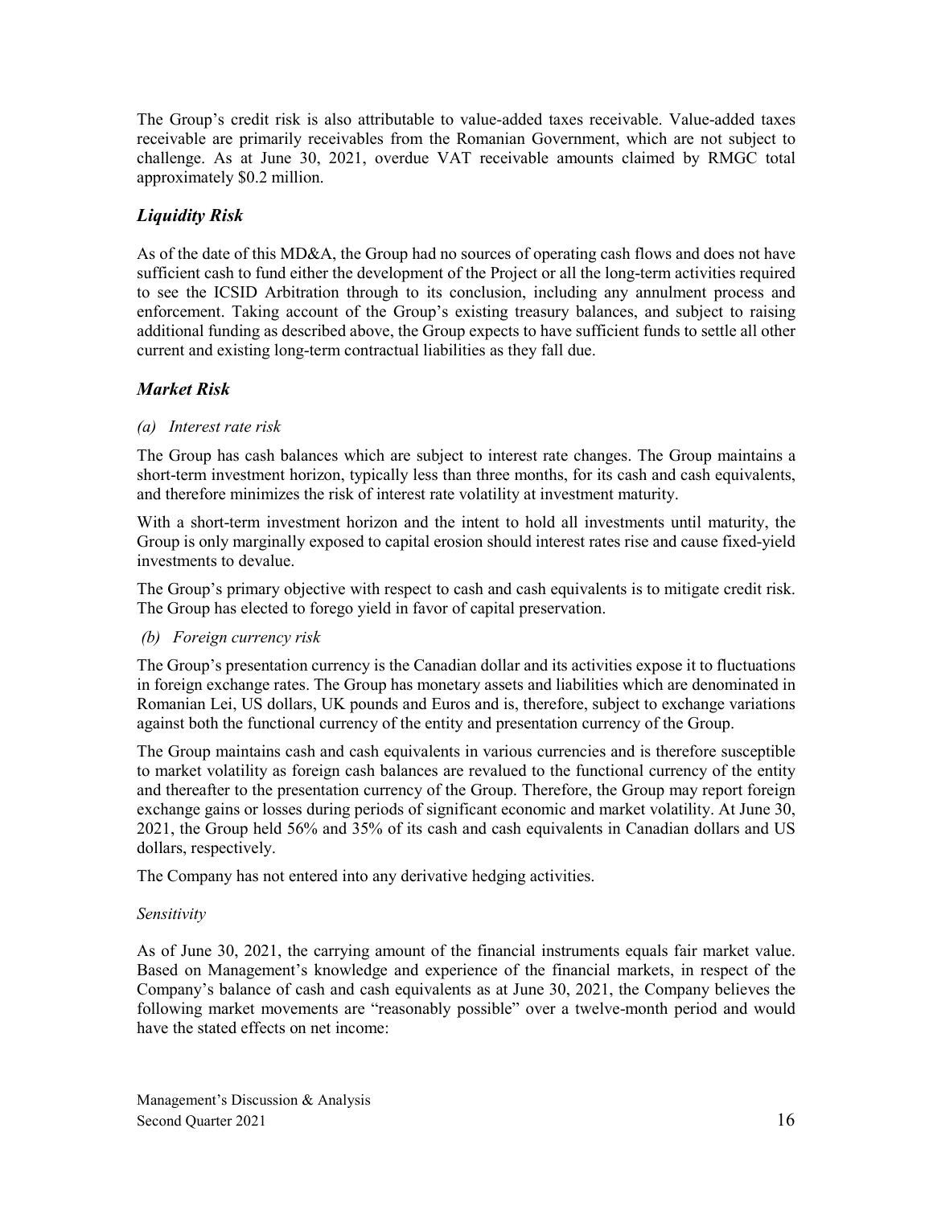The Group's credit risk is also attributable to value-added taxes receivable. Value-added taxes receivable are primarily receivables from the Romanian Government, which are not subject to challenge. As at June 30, 2021, overdue VAT receivable amounts claimed by RMGC total approximately $0.2 million.

## *Liquidity Risk*

As of the date of this MD&A, the Group had no sources of operating cash flows and does not have sufficient cash to fund either the development of the Project or all the long-term activities required to see the ICSID Arbitration through to its conclusion, including any annulment process and enforcement. Taking account of the Group's existing treasury balances, and subject to raising additional funding as described above, the Group expects to have sufficient funds to settle all other current and existing long-term contractual liabilities as they fall due.

## *Market Risk*

*(a) Interest rate risk*

The Group has cash balances which are subject to interest rate changes. The Group maintains a short-term investment horizon, typically less than three months, for its cash and cash equivalents, and therefore minimizes the risk of interest rate volatility at investment maturity.

With a short-term investment horizon and the intent to hold all investments until maturity, the Group is only marginally exposed to capital erosion should interest rates rise and cause fixed-yield investments to devalue.

The Group's primary objective with respect to cash and cash equivalents is to mitigate credit risk. The Group has elected to forego yield in favor of capital preservation.

*(b) Foreign currency risk*

The Group's presentation currency is the Canadian dollar and its activities expose it to fluctuations in foreign exchange rates. The Group has monetary assets and liabilities which are denominated in Romanian Lei, US dollars, UK pounds and Euros and is, therefore, subject to exchange variations against both the functional currency of the entity and presentation currency of the Group.

The Group maintains cash and cash equivalents in various currencies and is therefore susceptible to market volatility as foreign cash balances are revalued to the functional currency of the entity and thereafter to the presentation currency of the Group. Therefore, the Group may report foreign exchange gains or losses during periods of significant economic and market volatility. At June 30, 2021, the Group held 56% and 35% of its cash and cash equivalents in Canadian dollars and US dollars, respectively.

The Company has not entered into any derivative hedging activities.

*Sensitivity*

As of June 30, 2021, the carrying amount of the financial instruments equals fair market value. Based on Management's knowledge and experience of the financial markets, in respect of the Company's balance of cash and cash equivalents as at June 30, 2021, the Company believes the following market movements are "reasonably possible" over a twelve-month period and would have the stated effects on net income: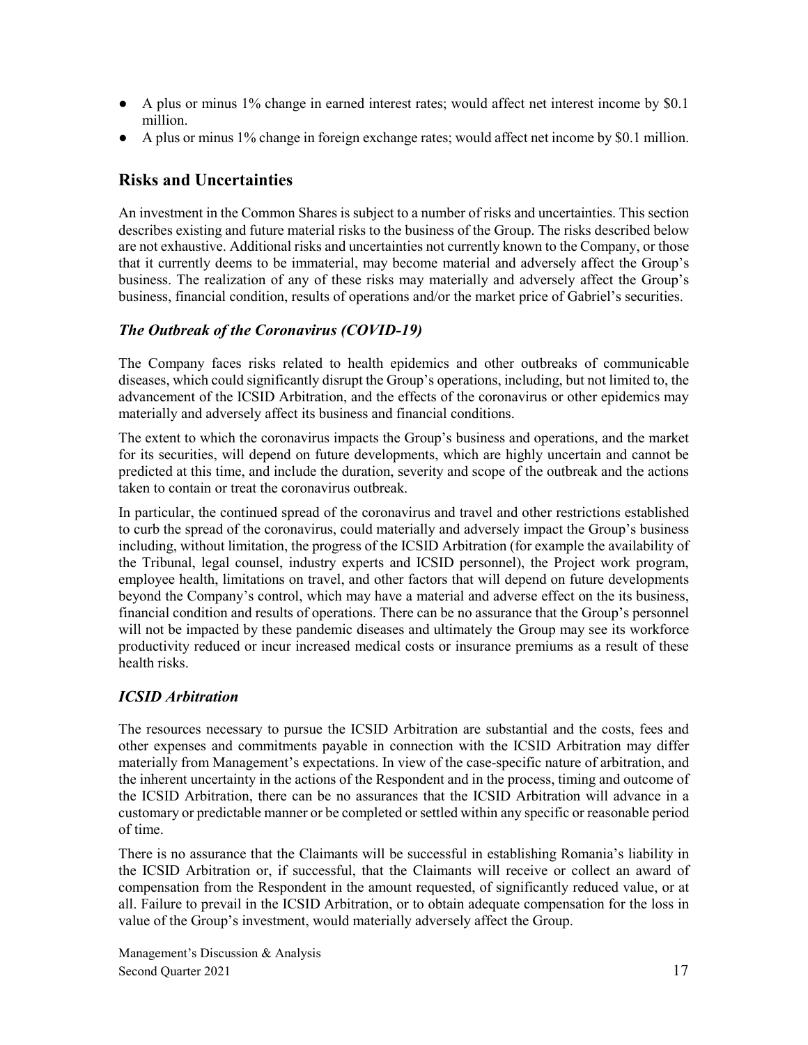- A plus or minus 1% change in earned interest rates; would affect net interest income by $0.1 million.
- A plus or minus 1% change in foreign exchange rates; would affect net income by $0.1 million.

## Risks and Uncertainties

An investment in the Common Shares is subject to a number of risks and uncertainties. This section describes existing and future material risks to the business of the Group. The risks described below are not exhaustive. Additional risks and uncertainties not currently known to the Company, or those that it currently deems to be immaterial, may become material and adversely affect the Group's business. The realization of any of these risks may materially and adversely affect the Group's business, financial condition, results of operations and/or the market price of Gabriel's securities.

### *The Outbreak of the Coronavirus (COVID-19)*

The Company faces risks related to health epidemics and other outbreaks of communicable diseases, which could significantly disrupt the Group's operations, including, but not limited to, the advancement of the ICSID Arbitration, and the effects of the coronavirus or other epidemics may materially and adversely affect its business and financial conditions.

The extent to which the coronavirus impacts the Group's business and operations, and the market for its securities, will depend on future developments, which are highly uncertain and cannot be predicted at this time, and include the duration, severity and scope of the outbreak and the actions taken to contain or treat the coronavirus outbreak.

In particular, the continued spread of the coronavirus and travel and other restrictions established to curb the spread of the coronavirus, could materially and adversely impact the Group's business including, without limitation, the progress of the ICSID Arbitration (for example the availability of the Tribunal, legal counsel, industry experts and ICSID personnel), the Project work program, employee health, limitations on travel, and other factors that will depend on future developments beyond the Company's control, which may have a material and adverse effect on the its business, financial condition and results of operations. There can be no assurance that the Group's personnel will not be impacted by these pandemic diseases and ultimately the Group may see its workforce productivity reduced or incur increased medical costs or insurance premiums as a result of these health risks.

### *ICSID Arbitration*

The resources necessary to pursue the ICSID Arbitration are substantial and the costs, fees and other expenses and commitments payable in connection with the ICSID Arbitration may differ materially from Management's expectations. In view of the case-specific nature of arbitration, and the inherent uncertainty in the actions of the Respondent and in the process, timing and outcome of the ICSID Arbitration, there can be no assurances that the ICSID Arbitration will advance in a customary or predictable manner or be completed or settled within any specific or reasonable period of time.

There is no assurance that the Claimants will be successful in establishing Romania's liability in the ICSID Arbitration or, if successful, that the Claimants will receive or collect an award of compensation from the Respondent in the amount requested, of significantly reduced value, or at all. Failure to prevail in the ICSID Arbitration, or to obtain adequate compensation for the loss in value of the Group's investment, would materially adversely affect the Group.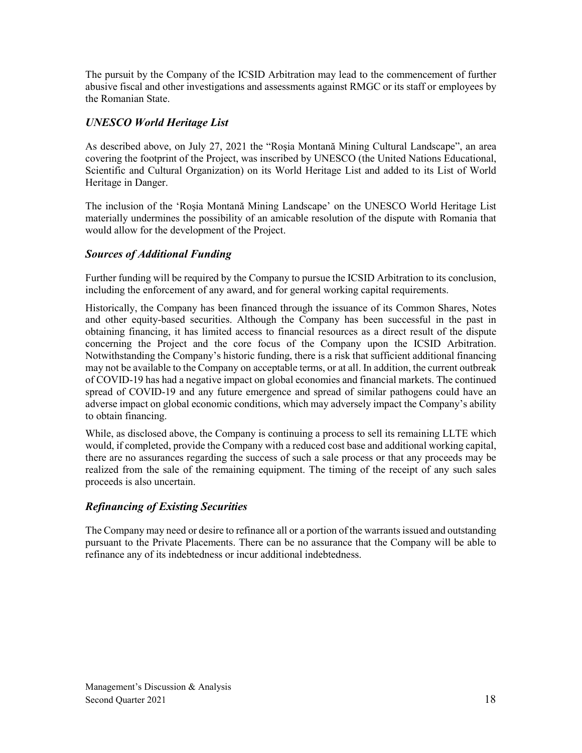The pursuit by the Company of the ICSID Arbitration may lead to the commencement of further abusive fiscal and other investigations and assessments against RMGC or its staff or employees by the Romanian State.

### *UNESCO World Heritage List*

As described above, on July 27, 2021 the "Roşia Montană Mining Cultural Landscape", an area covering the footprint of the Project, was inscribed by UNESCO (the United Nations Educational, Scientific and Cultural Organization) on its World Heritage List and added to its List of World Heritage in Danger.

The inclusion of the 'Roşia Montană Mining Landscape' on the UNESCO World Heritage List materially undermines the possibility of an amicable resolution of the dispute with Romania that would allow for the development of the Project.

### *Sources of Additional Funding*

Further funding will be required by the Company to pursue the ICSID Arbitration to its conclusion, including the enforcement of any award, and for general working capital requirements.

Historically, the Company has been financed through the issuance of its Common Shares, Notes and other equity-based securities. Although the Company has been successful in the past in obtaining financing, it has limited access to financial resources as a direct result of the dispute concerning the Project and the core focus of the Company upon the ICSID Arbitration. Notwithstanding the Company's historic funding, there is a risk that sufficient additional financing may not be available to the Company on acceptable terms, or at all. In addition, the current outbreak of COVID-19 has had a negative impact on global economies and financial markets. The continued spread of COVID-19 and any future emergence and spread of similar pathogens could have an adverse impact on global economic conditions, which may adversely impact the Company's ability to obtain financing.

While, as disclosed above, the Company is continuing a process to sell its remaining LLTE which would, if completed, provide the Company with a reduced cost base and additional working capital, there are no assurances regarding the success of such a sale process or that any proceeds may be realized from the sale of the remaining equipment. The timing of the receipt of any such sales proceeds is also uncertain.

### *Refinancing of Existing Securities*

The Company may need or desire to refinance all or a portion of the warrants issued and outstanding pursuant to the Private Placements. There can be no assurance that the Company will be able to refinance any of its indebtedness or incur additional indebtedness.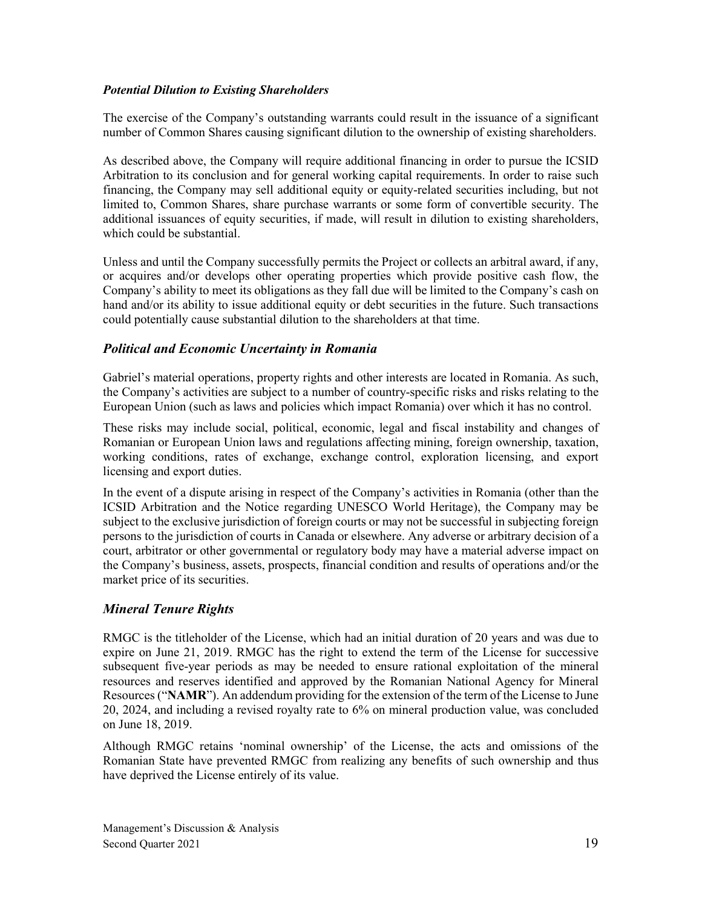### *Potential Dilution to Existing Shareholders*

The exercise of the Company's outstanding warrants could result in the issuance of a significant number of Common Shares causing significant dilution to the ownership of existing shareholders.

As described above, the Company will require additional financing in order to pursue the ICSID Arbitration to its conclusion and for general working capital requirements. In order to raise such financing, the Company may sell additional equity or equity-related securities including, but not limited to, Common Shares, share purchase warrants or some form of convertible security. The additional issuances of equity securities, if made, will result in dilution to existing shareholders, which could be substantial.

Unless and until the Company successfully permits the Project or collects an arbitral award, if any, or acquires and/or develops other operating properties which provide positive cash flow, the Company's ability to meet its obligations as they fall due will be limited to the Company's cash on hand and/or its ability to issue additional equity or debt securities in the future. Such transactions could potentially cause substantial dilution to the shareholders at that time.

## *Political and Economic Uncertainty in Romania*

Gabriel's material operations, property rights and other interests are located in Romania. As such, the Company's activities are subject to a number of country-specific risks and risks relating to the European Union (such as laws and policies which impact Romania) over which it has no control.

These risks may include social, political, economic, legal and fiscal instability and changes of Romanian or European Union laws and regulations affecting mining, foreign ownership, taxation, working conditions, rates of exchange, exchange control, exploration licensing, and export licensing and export duties.

In the event of a dispute arising in respect of the Company's activities in Romania (other than the ICSID Arbitration and the Notice regarding UNESCO World Heritage), the Company may be subject to the exclusive jurisdiction of foreign courts or may not be successful in subjecting foreign persons to the jurisdiction of courts in Canada or elsewhere. Any adverse or arbitrary decision of a court, arbitrator or other governmental or regulatory body may have a material adverse impact on the Company's business, assets, prospects, financial condition and results of operations and/or the market price of its securities.

## *Mineral Tenure Rights*

RMGC is the titleholder of the License, which had an initial duration of 20 years and was due to expire on June 21, 2019. RMGC has the right to extend the term of the License for successive subsequent five-year periods as may be needed to ensure rational exploitation of the mineral resources and reserves identified and approved by the Romanian National Agency for Mineral Resources ("**NAMR**"). An addendum providing for the extension of the term of the License to June 20, 2024, and including a revised royalty rate to 6% on mineral production value, was concluded on June 18, 2019.

Although RMGC retains 'nominal ownership' of the License, the acts and omissions of the Romanian State have prevented RMGC from realizing any benefits of such ownership and thus have deprived the License entirely of its value.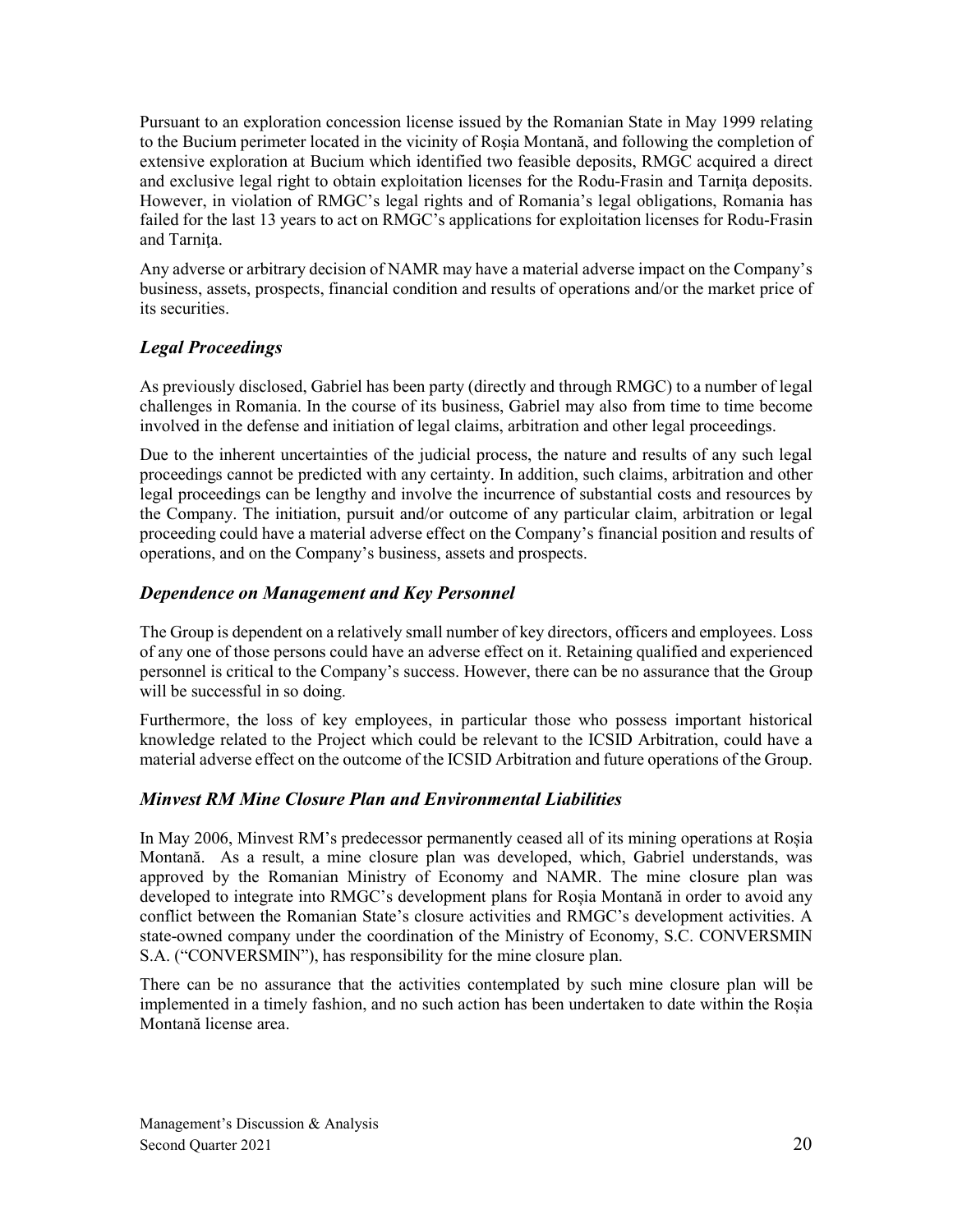Pursuant to an exploration concession license issued by the Romanian State in May 1999 relating to the Bucium perimeter located in the vicinity of Roşia Montană, and following the completion of extensive exploration at Bucium which identified two feasible deposits, RMGC acquired a direct and exclusive legal right to obtain exploitation licenses for the Rodu-Frasin and Tarniţa deposits. However, in violation of RMGC's legal rights and of Romania's legal obligations, Romania has failed for the last 13 years to act on RMGC's applications for exploitation licenses for Rodu-Frasin and Tarniţa.

Any adverse or arbitrary decision of NAMR may have a material adverse impact on the Company's business, assets, prospects, financial condition and results of operations and/or the market price of its securities.

### *Legal Proceedings*

As previously disclosed, Gabriel has been party (directly and through RMGC) to a number of legal challenges in Romania. In the course of its business, Gabriel may also from time to time become involved in the defense and initiation of legal claims, arbitration and other legal proceedings.

Due to the inherent uncertainties of the judicial process, the nature and results of any such legal proceedings cannot be predicted with any certainty. In addition, such claims, arbitration and other legal proceedings can be lengthy and involve the incurrence of substantial costs and resources by the Company. The initiation, pursuit and/or outcome of any particular claim, arbitration or legal proceeding could have a material adverse effect on the Company's financial position and results of operations, and on the Company's business, assets and prospects.

### *Dependence on Management and Key Personnel*

The Group is dependent on a relatively small number of key directors, officers and employees. Loss of any one of those persons could have an adverse effect on it. Retaining qualified and experienced personnel is critical to the Company's success. However, there can be no assurance that the Group will be successful in so doing.

Furthermore, the loss of key employees, in particular those who possess important historical knowledge related to the Project which could be relevant to the ICSID Arbitration, could have a material adverse effect on the outcome of the ICSID Arbitration and future operations of the Group.

### *Minvest RM Mine Closure Plan and Environmental Liabilities*

In May 2006, Minvest RM's predecessor permanently ceased all of its mining operations at Roșia Montană. As a result, a mine closure plan was developed, which, Gabriel understands, was approved by the Romanian Ministry of Economy and NAMR. The mine closure plan was developed to integrate into RMGC's development plans for Roșia Montană in order to avoid any conflict between the Romanian State's closure activities and RMGC's development activities. A state-owned company under the coordination of the Ministry of Economy, S.C. CONVERSMIN S.A. ("CONVERSMIN"), has responsibility for the mine closure plan.

There can be no assurance that the activities contemplated by such mine closure plan will be implemented in a timely fashion, and no such action has been undertaken to date within the Roșia Montană license area.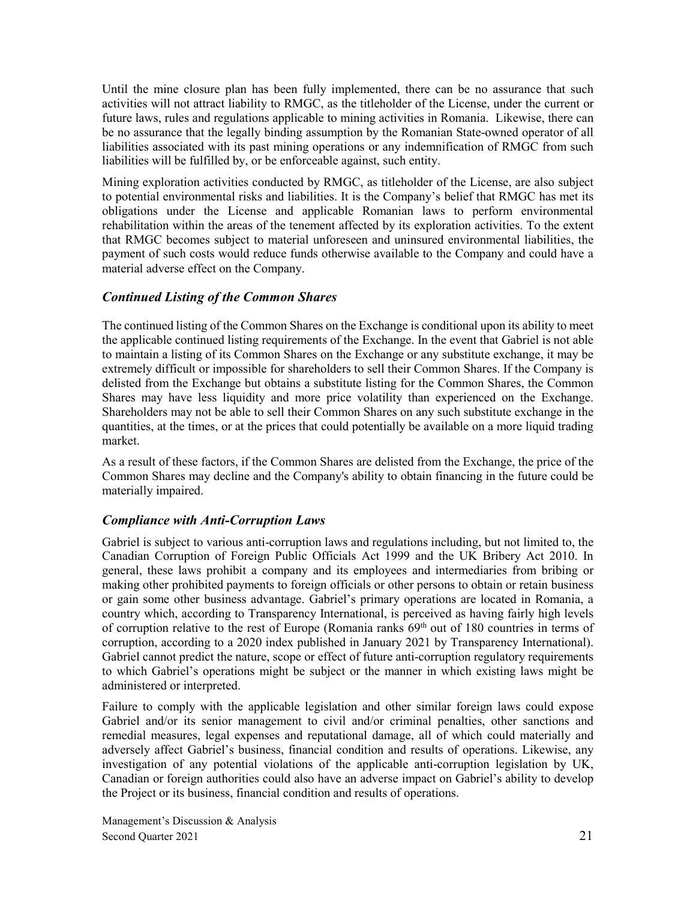Until the mine closure plan has been fully implemented, there can be no assurance that such activities will not attract liability to RMGC, as the titleholder of the License, under the current or future laws, rules and regulations applicable to mining activities in Romania. Likewise, there can be no assurance that the legally binding assumption by the Romanian State-owned operator of all liabilities associated with its past mining operations or any indemnification of RMGC from such liabilities will be fulfilled by, or be enforceable against, such entity.

Mining exploration activities conducted by RMGC, as titleholder of the License, are also subject to potential environmental risks and liabilities. It is the Company's belief that RMGC has met its obligations under the License and applicable Romanian laws to perform environmental rehabilitation within the areas of the tenement affected by its exploration activities. To the extent that RMGC becomes subject to material unforeseen and uninsured environmental liabilities, the payment of such costs would reduce funds otherwise available to the Company and could have a material adverse effect on the Company.

### *Continued Listing of the Common Shares*

The continued listing of the Common Shares on the Exchange is conditional upon its ability to meet the applicable continued listing requirements of the Exchange. In the event that Gabriel is not able to maintain a listing of its Common Shares on the Exchange or any substitute exchange, it may be extremely difficult or impossible for shareholders to sell their Common Shares. If the Company is delisted from the Exchange but obtains a substitute listing for the Common Shares, the Common Shares may have less liquidity and more price volatility than experienced on the Exchange. Shareholders may not be able to sell their Common Shares on any such substitute exchange in the quantities, at the times, or at the prices that could potentially be available on a more liquid trading market.

As a result of these factors, if the Common Shares are delisted from the Exchange, the price of the Common Shares may decline and the Company's ability to obtain financing in the future could be materially impaired.

### *Compliance with Anti-Corruption Laws*

Gabriel is subject to various anti-corruption laws and regulations including, but not limited to, the Canadian Corruption of Foreign Public Officials Act 1999 and the UK Bribery Act 2010. In general, these laws prohibit a company and its employees and intermediaries from bribing or making other prohibited payments to foreign officials or other persons to obtain or retain business or gain some other business advantage. Gabriel's primary operations are located in Romania, a country which, according to Transparency International, is perceived as having fairly high levels of corruption relative to the rest of Europe (Romania ranks 69th out of 180 countries in terms of corruption, according to a 2020 index published in January 2021 by Transparency International). Gabriel cannot predict the nature, scope or effect of future anti-corruption regulatory requirements to which Gabriel's operations might be subject or the manner in which existing laws might be administered or interpreted.

Failure to comply with the applicable legislation and other similar foreign laws could expose Gabriel and/or its senior management to civil and/or criminal penalties, other sanctions and remedial measures, legal expenses and reputational damage, all of which could materially and adversely affect Gabriel's business, financial condition and results of operations. Likewise, any investigation of any potential violations of the applicable anti-corruption legislation by UK, Canadian or foreign authorities could also have an adverse impact on Gabriel's ability to develop the Project or its business, financial condition and results of operations.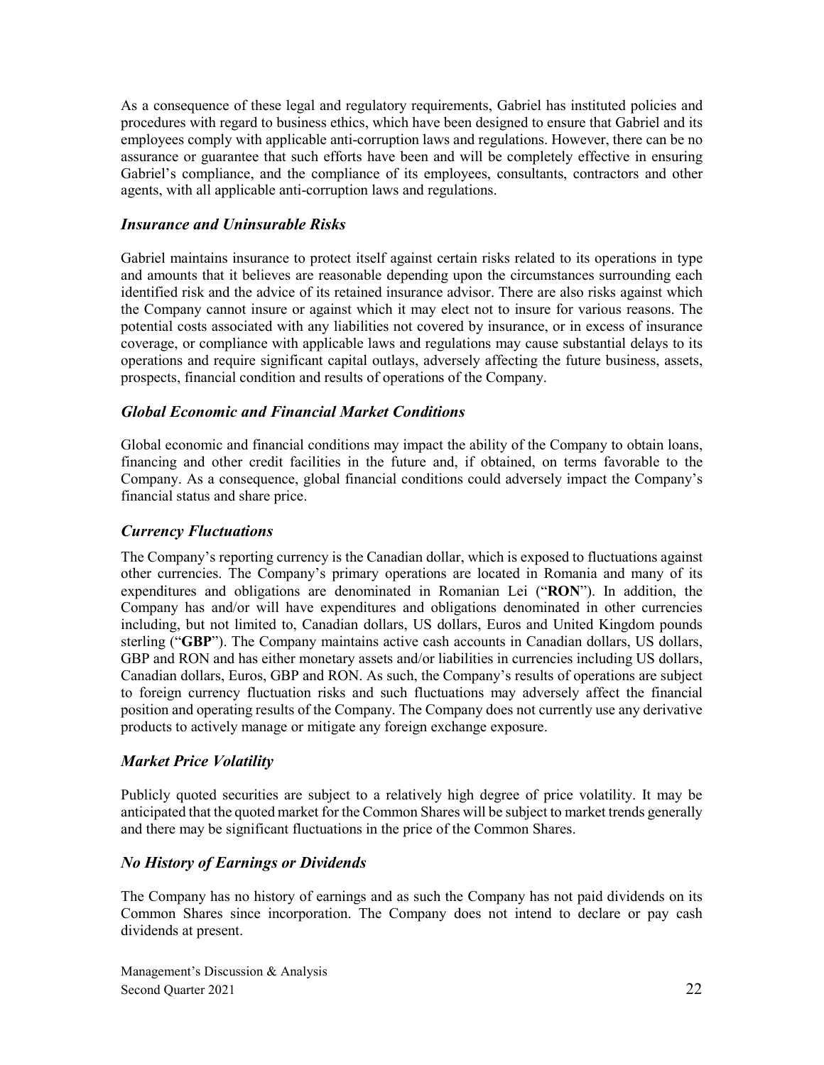As a consequence of these legal and regulatory requirements, Gabriel has instituted policies and procedures with regard to business ethics, which have been designed to ensure that Gabriel and its employees comply with applicable anti-corruption laws and regulations. However, there can be no assurance or guarantee that such efforts have been and will be completely effective in ensuring Gabriel's compliance, and the compliance of its employees, consultants, contractors and other agents, with all applicable anti-corruption laws and regulations.

### *Insurance and Uninsurable Risks*

Gabriel maintains insurance to protect itself against certain risks related to its operations in type and amounts that it believes are reasonable depending upon the circumstances surrounding each identified risk and the advice of its retained insurance advisor. There are also risks against which the Company cannot insure or against which it may elect not to insure for various reasons. The potential costs associated with any liabilities not covered by insurance, or in excess of insurance coverage, or compliance with applicable laws and regulations may cause substantial delays to its operations and require significant capital outlays, adversely affecting the future business, assets, prospects, financial condition and results of operations of the Company.

### *Global Economic and Financial Market Conditions*

Global economic and financial conditions may impact the ability of the Company to obtain loans, financing and other credit facilities in the future and, if obtained, on terms favorable to the Company. As a consequence, global financial conditions could adversely impact the Company's financial status and share price.

### *Currency Fluctuations*

The Company's reporting currency is the Canadian dollar, which is exposed to fluctuations against other currencies. The Company's primary operations are located in Romania and many of its expenditures and obligations are denominated in Romanian Lei ("**RON**"). In addition, the Company has and/or will have expenditures and obligations denominated in other currencies including, but not limited to, Canadian dollars, US dollars, Euros and United Kingdom pounds sterling ("**GBP**"). The Company maintains active cash accounts in Canadian dollars, US dollars, GBP and RON and has either monetary assets and/or liabilities in currencies including US dollars, Canadian dollars, Euros, GBP and RON. As such, the Company's results of operations are subject to foreign currency fluctuation risks and such fluctuations may adversely affect the financial position and operating results of the Company. The Company does not currently use any derivative products to actively manage or mitigate any foreign exchange exposure.

### *Market Price Volatility*

Publicly quoted securities are subject to a relatively high degree of price volatility. It may be anticipated that the quoted market for the Common Shares will be subject to market trends generally and there may be significant fluctuations in the price of the Common Shares.

### *No History of Earnings or Dividends*

The Company has no history of earnings and as such the Company has not paid dividends on its Common Shares since incorporation. The Company does not intend to declare or pay cash dividends at present.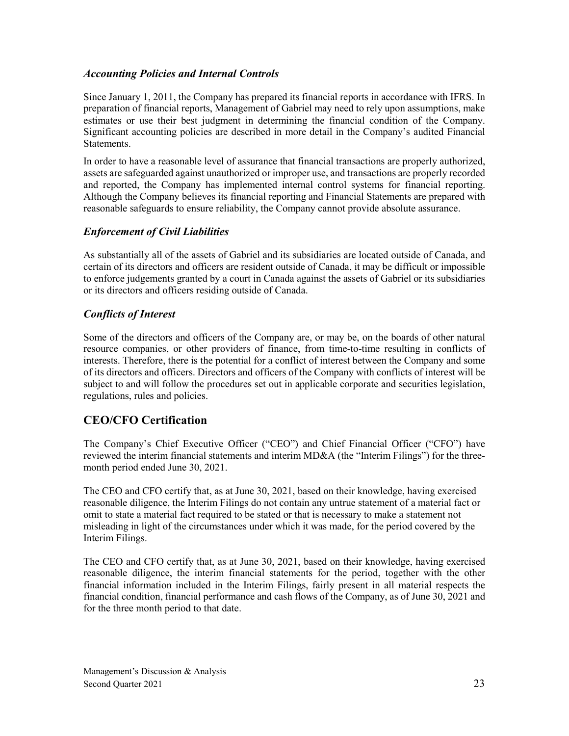### *Accounting Policies and Internal Controls*

Since January 1, 2011, the Company has prepared its financial reports in accordance with IFRS. In preparation of financial reports, Management of Gabriel may need to rely upon assumptions, make estimates or use their best judgment in determining the financial condition of the Company. Significant accounting policies are described in more detail in the Company's audited Financial Statements.

In order to have a reasonable level of assurance that financial transactions are properly authorized, assets are safeguarded against unauthorized or improper use, and transactions are properly recorded and reported, the Company has implemented internal control systems for financial reporting. Although the Company believes its financial reporting and Financial Statements are prepared with reasonable safeguards to ensure reliability, the Company cannot provide absolute assurance.

### *Enforcement of Civil Liabilities*

As substantially all of the assets of Gabriel and its subsidiaries are located outside of Canada, and certain of its directors and officers are resident outside of Canada, it may be difficult or impossible to enforce judgements granted by a court in Canada against the assets of Gabriel or its subsidiaries or its directors and officers residing outside of Canada.

### *Conflicts of Interest*

Some of the directors and officers of the Company are, or may be, on the boards of other natural resource companies, or other providers of finance, from time-to-time resulting in conflicts of interests. Therefore, there is the potential for a conflict of interest between the Company and some of its directors and officers. Directors and officers of the Company with conflicts of interest will be subject to and will follow the procedures set out in applicable corporate and securities legislation, regulations, rules and policies.

## CEO/CFO Certification

The Company's Chief Executive Officer ("CEO") and Chief Financial Officer ("CFO") have reviewed the interim financial statements and interim MD&A (the "Interim Filings") for the three-month period ended June 30, 2021.

The CEO and CFO certify that, as at June 30, 2021, based on their knowledge, having exercised reasonable diligence, the Interim Filings do not contain any untrue statement of a material fact or omit to state a material fact required to be stated or that is necessary to make a statement not misleading in light of the circumstances under which it was made, for the period covered by the Interim Filings.

The CEO and CFO certify that, as at June 30, 2021, based on their knowledge, having exercised reasonable diligence, the interim financial statements for the period, together with the other financial information included in the Interim Filings, fairly present in all material respects the financial condition, financial performance and cash flows of the Company, as of June 30, 2021 and for the three month period to that date.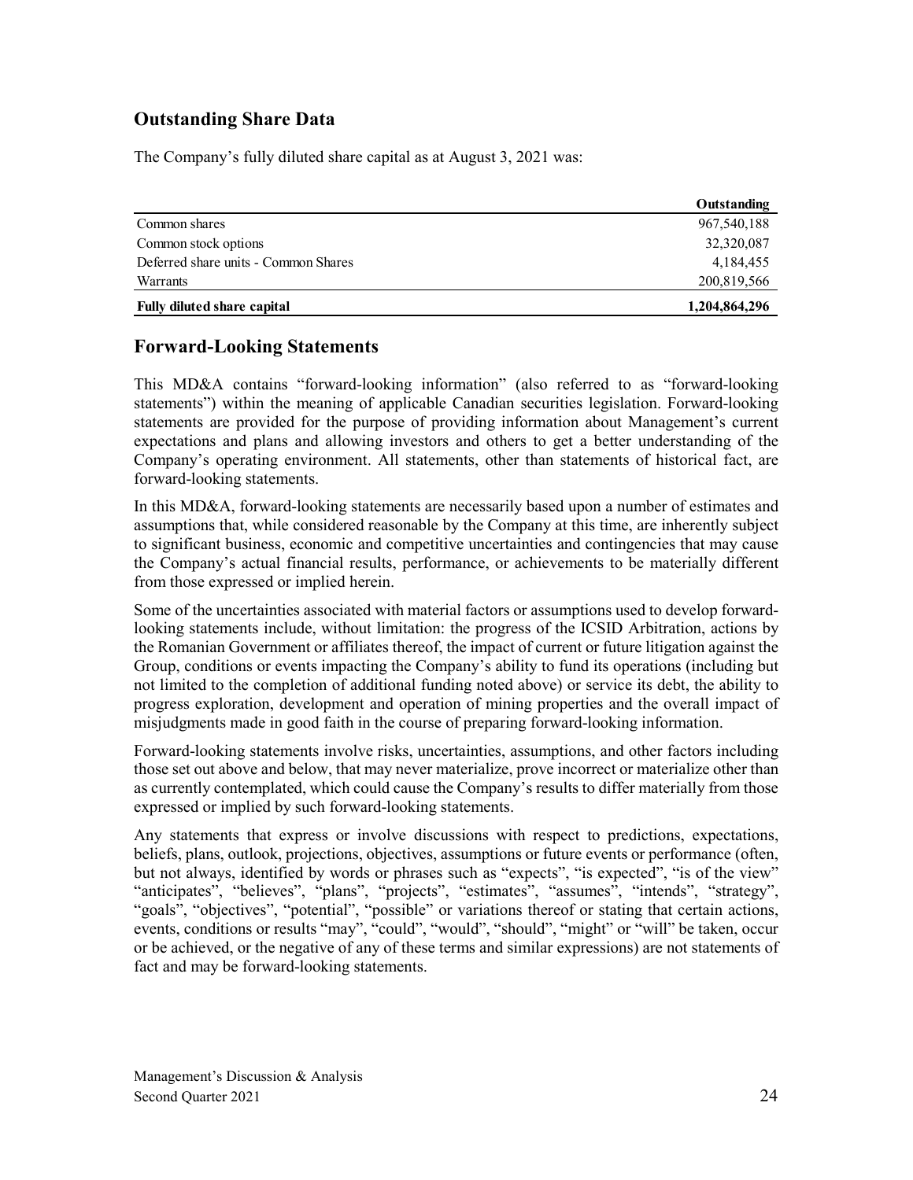## Outstanding Share Data

The Company's fully diluted share capital as at August 3, 2021 was:

| | Outstanding |
|---|---|
| Common shares | 967,540,188 |
| Common stock options | 32,320,087 |
| Deferred share units - Common Shares | 4,184,455 |
| Warrants | 200,819,566 |
| **Fully diluted share capital** | **1,204,864,296** |

## Forward-Looking Statements

This MD&A contains "forward-looking information" (also referred to as "forward-looking statements") within the meaning of applicable Canadian securities legislation. Forward-looking statements are provided for the purpose of providing information about Management's current expectations and plans and allowing investors and others to get a better understanding of the Company's operating environment. All statements, other than statements of historical fact, are forward-looking statements.

In this MD&A, forward-looking statements are necessarily based upon a number of estimates and assumptions that, while considered reasonable by the Company at this time, are inherently subject to significant business, economic and competitive uncertainties and contingencies that may cause the Company's actual financial results, performance, or achievements to be materially different from those expressed or implied herein.

Some of the uncertainties associated with material factors or assumptions used to develop forward-looking statements include, without limitation: the progress of the ICSID Arbitration, actions by the Romanian Government or affiliates thereof, the impact of current or future litigation against the Group, conditions or events impacting the Company's ability to fund its operations (including but not limited to the completion of additional funding noted above) or service its debt, the ability to progress exploration, development and operation of mining properties and the overall impact of misjudgments made in good faith in the course of preparing forward-looking information.

Forward-looking statements involve risks, uncertainties, assumptions, and other factors including those set out above and below, that may never materialize, prove incorrect or materialize other than as currently contemplated, which could cause the Company's results to differ materially from those expressed or implied by such forward-looking statements.

Any statements that express or involve discussions with respect to predictions, expectations, beliefs, plans, outlook, projections, objectives, assumptions or future events or performance (often, but not always, identified by words or phrases such as "expects", "is expected", "is of the view" "anticipates", "believes", "plans", "projects", "estimates", "assumes", "intends", "strategy", "goals", "objectives", "potential", "possible" or variations thereof or stating that certain actions, events, conditions or results "may", "could", "would", "should", "might" or "will" be taken, occur or be achieved, or the negative of any of these terms and similar expressions) are not statements of fact and may be forward-looking statements.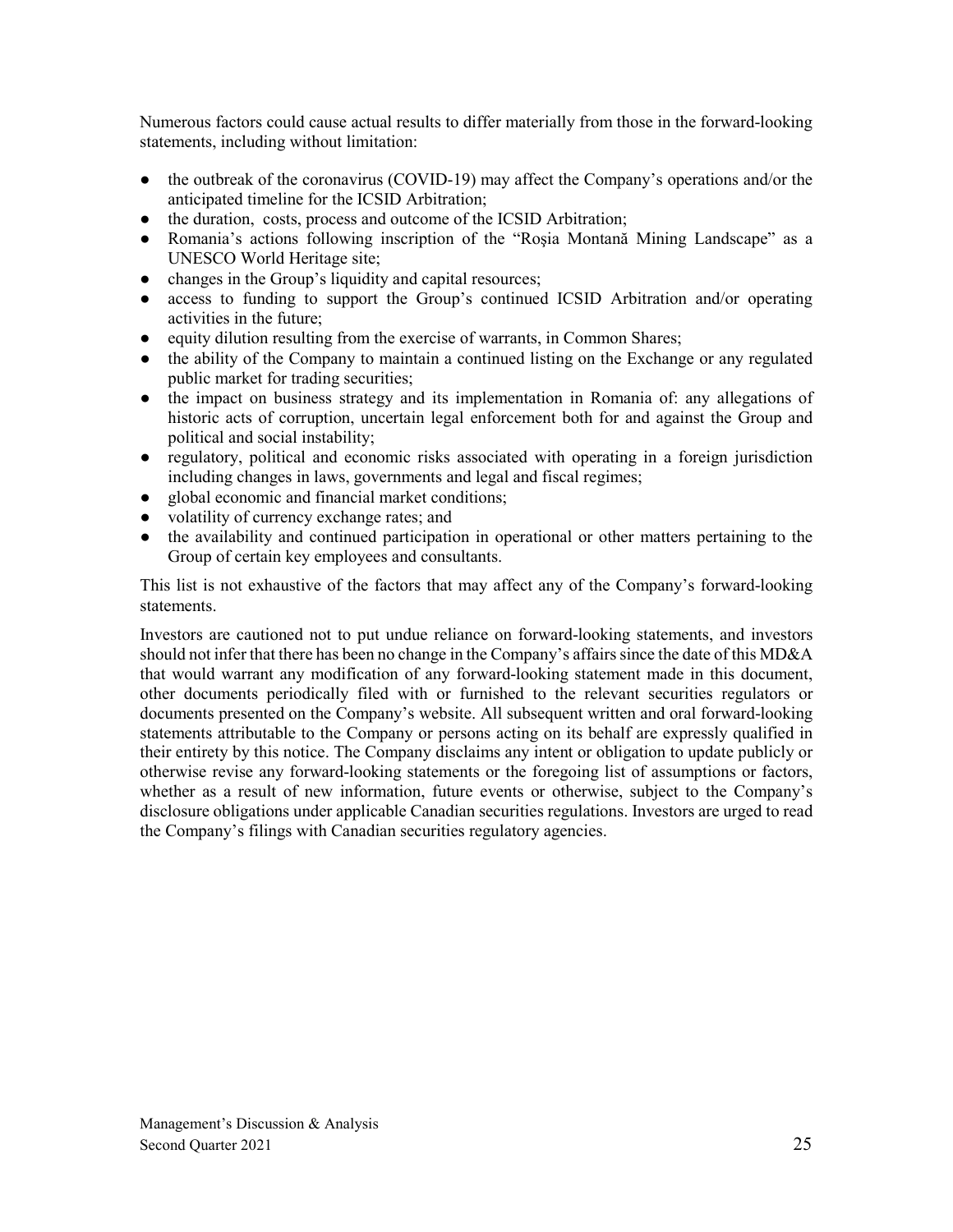Numerous factors could cause actual results to differ materially from those in the forward-looking statements, including without limitation:

- the outbreak of the coronavirus (COVID-19) may affect the Company's operations and/or the anticipated timeline for the ICSID Arbitration;
- the duration, costs, process and outcome of the ICSID Arbitration;
- Romania's actions following inscription of the "Roşia Montană Mining Landscape" as a UNESCO World Heritage site;
- changes in the Group's liquidity and capital resources;
- access to funding to support the Group's continued ICSID Arbitration and/or operating activities in the future;
- equity dilution resulting from the exercise of warrants, in Common Shares;
- the ability of the Company to maintain a continued listing on the Exchange or any regulated public market for trading securities;
- the impact on business strategy and its implementation in Romania of: any allegations of historic acts of corruption, uncertain legal enforcement both for and against the Group and political and social instability;
- regulatory, political and economic risks associated with operating in a foreign jurisdiction including changes in laws, governments and legal and fiscal regimes;
- global economic and financial market conditions;
- volatility of currency exchange rates; and
- the availability and continued participation in operational or other matters pertaining to the Group of certain key employees and consultants.

This list is not exhaustive of the factors that may affect any of the Company's forward-looking statements.

Investors are cautioned not to put undue reliance on forward-looking statements, and investors should not infer that there has been no change in the Company's affairs since the date of this MD&A that would warrant any modification of any forward-looking statement made in this document, other documents periodically filed with or furnished to the relevant securities regulators or documents presented on the Company's website. All subsequent written and oral forward-looking statements attributable to the Company or persons acting on its behalf are expressly qualified in their entirety by this notice. The Company disclaims any intent or obligation to update publicly or otherwise revise any forward-looking statements or the foregoing list of assumptions or factors, whether as a result of new information, future events or otherwise, subject to the Company's disclosure obligations under applicable Canadian securities regulations. Investors are urged to read the Company's filings with Canadian securities regulatory agencies.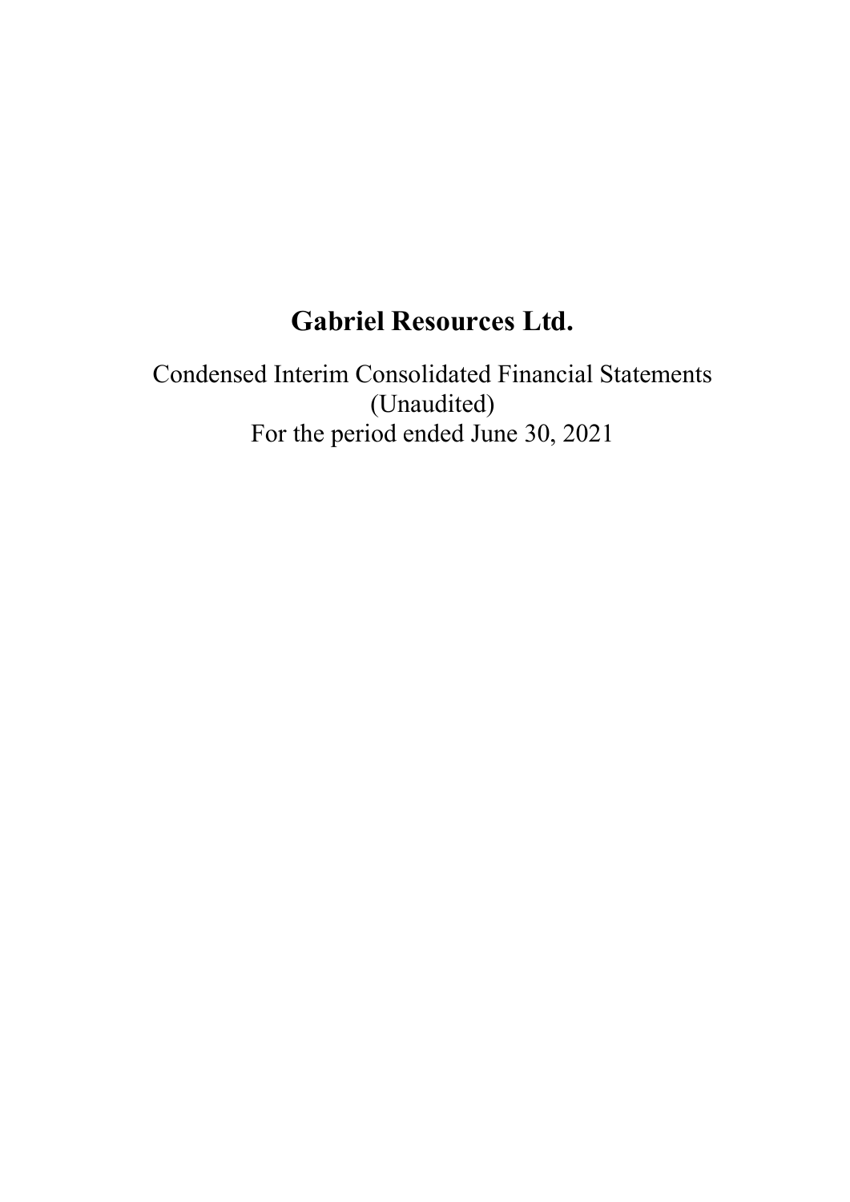# Gabriel Resources Ltd.

Condensed Interim Consolidated Financial Statements
(Unaudited)
For the period ended June 30, 2021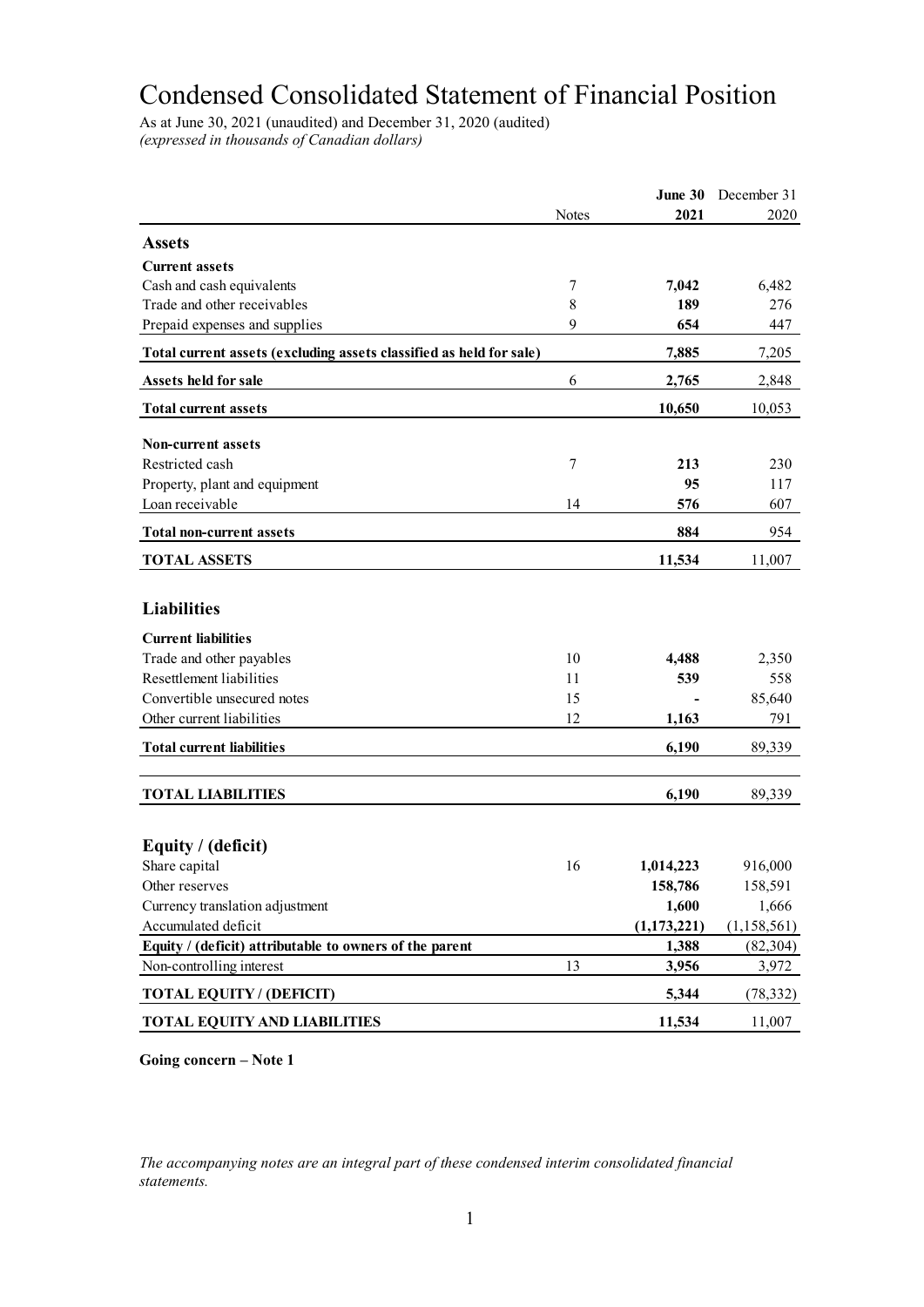# Condensed Consolidated Statement of Financial Position

As at June 30, 2021 (unaudited) and December 31, 2020 (audited)
*(expressed in thousands of Canadian dollars)*

| | Notes | **June 30 2021** | December 31 2020 |
|---|---|---|---|
| **Assets** | | | |
| **Current assets** | | | |
| Cash and cash equivalents | 7 | **7,042** | 6,482 |
| Trade and other receivables | 8 | **189** | 276 |
| Prepaid expenses and supplies | 9 | **654** | 447 |
| **Total current assets (excluding assets classified as held for sale)** | | **7,885** | 7,205 |
| **Assets held for sale** | 6 | **2,765** | 2,848 |
| **Total current assets** | | **10,650** | 10,053 |
| **Non-current assets** | | | |
| Restricted cash | 7 | **213** | 230 |
| Property, plant and equipment | | **95** | 117 |
| Loan receivable | 14 | **576** | 607 |
| **Total non-current assets** | | **884** | 954 |
| **TOTAL ASSETS** | | **11,534** | 11,007 |
| **Liabilities** | | | |
| **Current liabilities** | | | |
| Trade and other payables | 10 | **4,488** | 2,350 |
| Resettlement liabilities | 11 | **539** | 558 |
| Convertible unsecured notes | 15 | **-** | 85,640 |
| Other current liabilities | 12 | **1,163** | 791 |
| **Total current liabilities** | | **6,190** | 89,339 |
| **TOTAL LIABILITIES** | | **6,190** | 89,339 |
| **Equity / (deficit)** | | | |
| Share capital | 16 | **1,014,223** | 916,000 |
| Other reserves | | **158,786** | 158,591 |
| Currency translation adjustment | | **1,600** | 1,666 |
| Accumulated deficit | | **(1,173,221)** | (1,158,561) |
| **Equity / (deficit) attributable to owners of the parent** | | **1,388** | (82,304) |
| Non-controlling interest | 13 | **3,956** | 3,972 |
| **TOTAL EQUITY / (DEFICIT)** | | **5,344** | (78,332) |
| **TOTAL EQUITY AND LIABILITIES** | | **11,534** | 11,007 |

**Going concern – Note 1**

*The accompanying notes are an integral part of these condensed interim consolidated financial statements.*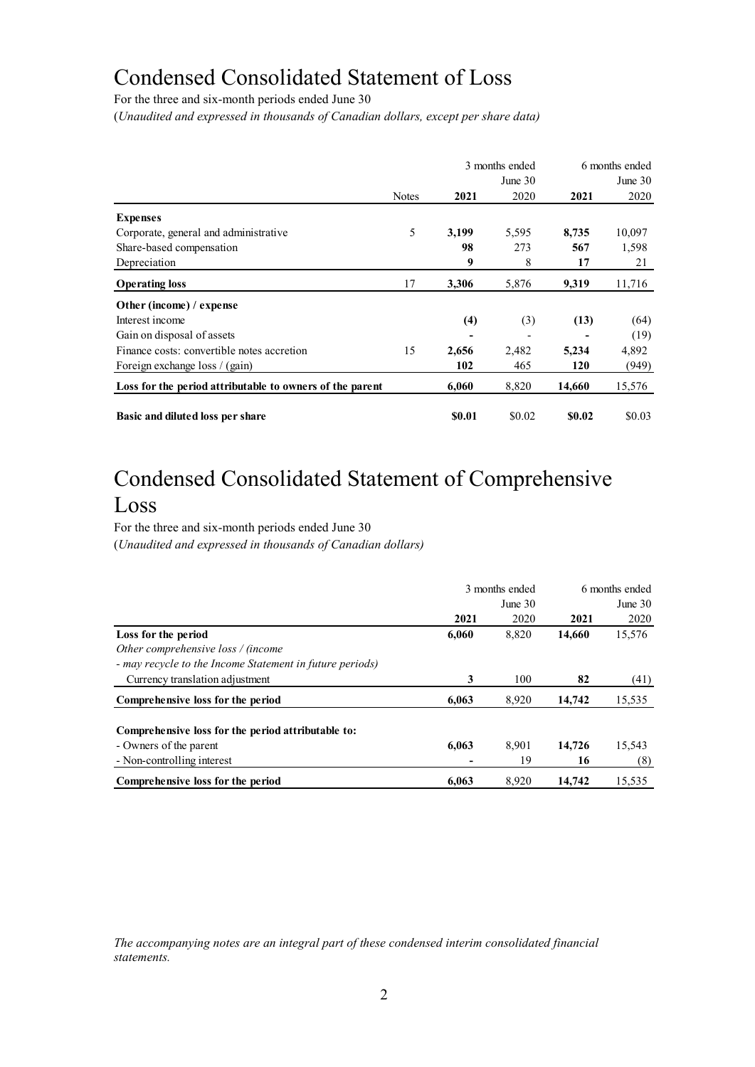# Condensed Consolidated Statement of Loss

For the three and six-month periods ended June 30

(*Unaudited and expressed in thousands of Canadian dollars, except per share data)*

| | Notes | 3 months ended June 30 2021 | 3 months ended June 30 2020 | 6 months ended June 30 2021 | 6 months ended June 30 2020 |
|---|---|---|---|---|---|
| **Expenses** | | | | | |
| Corporate, general and administrative | 5 | **3,199** | 5,595 | **8,735** | 10,097 |
| Share-based compensation | | **98** | 273 | **567** | 1,598 |
| Depreciation | | **9** | 8 | **17** | 21 |
| **Operating loss** | 17 | **3,306** | 5,876 | **9,319** | 11,716 |
| **Other (income) / expense** | | | | | |
| Interest income | | **(4)** | (3) | **(13)** | (64) |
| Gain on disposal of assets | | **-** | - | **-** | (19) |
| Finance costs: convertible notes accretion | 15 | **2,656** | 2,482 | **5,234** | 4,892 |
| Foreign exchange loss / (gain) | | **102** | 465 | **120** | (949) |
| **Loss for the period attributable to owners of the parent** | | **6,060** | 8,820 | **14,660** | 15,576 |
| **Basic and diluted loss per share** | | **$0.01** | $0.02 | **$0.02** | $0.03 |

# Condensed Consolidated Statement of Comprehensive Loss

For the three and six-month periods ended June 30

(*Unaudited and expressed in thousands of Canadian dollars)*

| | 3 months ended June 30 2021 | 3 months ended June 30 2020 | 6 months ended June 30 2021 | 6 months ended June 30 2020 |
|---|---|---|---|---|
| **Loss for the period** | **6,060** | 8,820 | **14,660** | 15,576 |
| *Other comprehensive loss / (income* | | | | |
| *- may recycle to the Income Statement in future periods)* | | | | |
| Currency translation adjustment | **3** | 100 | **82** | (41) |
| **Comprehensive loss for the period** | **6,063** | 8,920 | **14,742** | 15,535 |
| **Comprehensive loss for the period attributable to:** | | | | |
| - Owners of the parent | **6,063** | 8,901 | **14,726** | 15,543 |
| - Non-controlling interest | **-** | 19 | **16** | (8) |
| **Comprehensive loss for the period** | **6,063** | 8,920 | **14,742** | 15,535 |

*The accompanying notes are an integral part of these condensed interim consolidated financial statements.*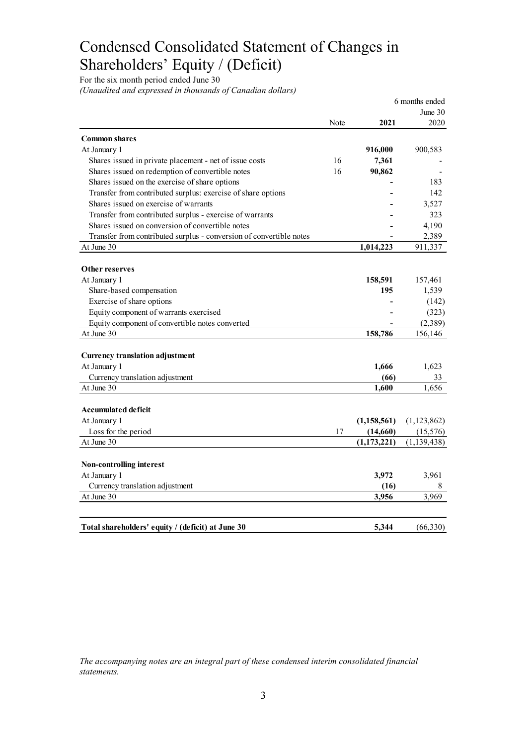# Condensed Consolidated Statement of Changes in Shareholders' Equity / (Deficit)

For the six month period ended June 30

*(Unaudited and expressed in thousands of Canadian dollars)*

| | Note | 6 months ended June 30 2021 | 2020 |
|---|---|---|---|
| **Common shares** | | | |
| At January 1 | | **916,000** | 900,583 |
| Shares issued in private placement - net of issue costs | 16 | **7,361** | - |
| Shares issued on redemption of convertible notes | 16 | **90,862** | - |
| Shares issued on the exercise of share options | | **-** | 183 |
| Transfer from contributed surplus: exercise of share options | | **-** | 142 |
| Shares issued on exercise of warrants | | **-** | 3,527 |
| Transfer from contributed surplus - exercise of warrants | | **-** | 323 |
| Shares issued on conversion of convertible notes | | **-** | 4,190 |
| Transfer from contributed surplus - conversion of convertible notes | | **-** | 2,389 |
| At June 30 | | **1,014,223** | 911,337 |
| **Other reserves** | | | |
| At January 1 | | **158,591** | 157,461 |
| Share-based compensation | | **195** | 1,539 |
| Exercise of share options | | **-** | (142) |
| Equity component of warrants exercised | | **-** | (323) |
| Equity component of convertible notes converted | | **-** | (2,389) |
| At June 30 | | **158,786** | 156,146 |
| **Currency translation adjustment** | | | |
| At January 1 | | **1,666** | 1,623 |
| Currency translation adjustment | | **(66)** | 33 |
| At June 30 | | **1,600** | 1,656 |
| **Accumulated deficit** | | | |
| At January 1 | | **(1,158,561)** | (1,123,862) |
| Loss for the period | 17 | **(14,660)** | (15,576) |
| At June 30 | | **(1,173,221)** | (1,139,438) |
| **Non-controlling interest** | | | |
| At January 1 | | **3,972** | 3,961 |
| Currency translation adjustment | | **(16)** | 8 |
| At June 30 | | **3,956** | 3,969 |
| **Total shareholders' equity / (deficit) at June 30** | | **5,344** | (66,330) |

*The accompanying notes are an integral part of these condensed interim consolidated financial statements.*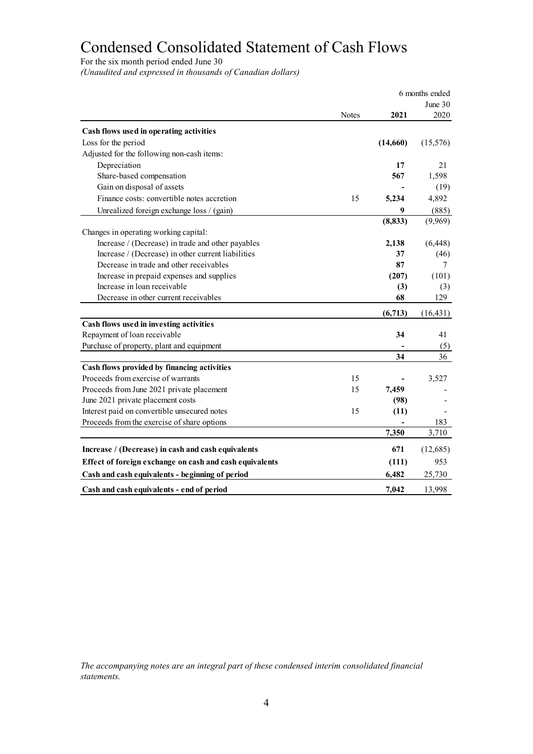# Condensed Consolidated Statement of Cash Flows

For the six month period ended June 30

*(Unaudited and expressed in thousands of Canadian dollars)*

| | Notes | 6 months ended June 30 2021 | 2020 |
|---|---|---|---|
| **Cash flows used in operating activities** | | | |
| Loss for the period | | **(14,660)** | (15,576) |
| Adjusted for the following non-cash items: | | | |
| Depreciation | | **17** | 21 |
| Share-based compensation | | **567** | 1,598 |
| Gain on disposal of assets | | **-** | (19) |
| Finance costs: convertible notes accretion | 15 | **5,234** | 4,892 |
| Unrealized foreign exchange loss / (gain) | | **9** | (885) |
| | | **(8,833)** | (9,969) |
| Changes in operating working capital: | | | |
| Increase / (Decrease) in trade and other payables | | **2,138** | (6,448) |
| Increase / (Decrease) in other current liabilities | | **37** | (46) |
| Decrease in trade and other receivables | | **87** | 7 |
| Increase in prepaid expenses and supplies | | **(207)** | (101) |
| Increase in loan receivable | | **(3)** | (3) |
| Decrease in other current receivables | | **68** | 129 |
| | | **(6,713)** | (16,431) |
| **Cash flows used in investing activities** | | | |
| Repayment of loan receivable | | **34** | 41 |
| Purchase of property, plant and equipment | | **-** | (5) |
| | | **34** | 36 |
| **Cash flows provided by financing activities** | | | |
| Proceeds from exercise of warrants | 15 | **-** | 3,527 |
| Proceeds from June 2021 private placement | 15 | **7,459** | - |
| June 2021 private placement costs | | **(98)** | - |
| Interest paid on convertible unsecured notes | 15 | **(11)** | - |
| Proceeds from the exercise of share options | | **-** | 183 |
| | | **7,350** | 3,710 |
| **Increase / (Decrease) in cash and cash equivalents** | | **671** | (12,685) |
| **Effect of foreign exchange on cash and cash equivalents** | | **(111)** | 953 |
| **Cash and cash equivalents - beginning of period** | | **6,482** | 25,730 |
| **Cash and cash equivalents - end of period** | | **7,042** | 13,998 |

*The accompanying notes are an integral part of these condensed interim consolidated financial statements.*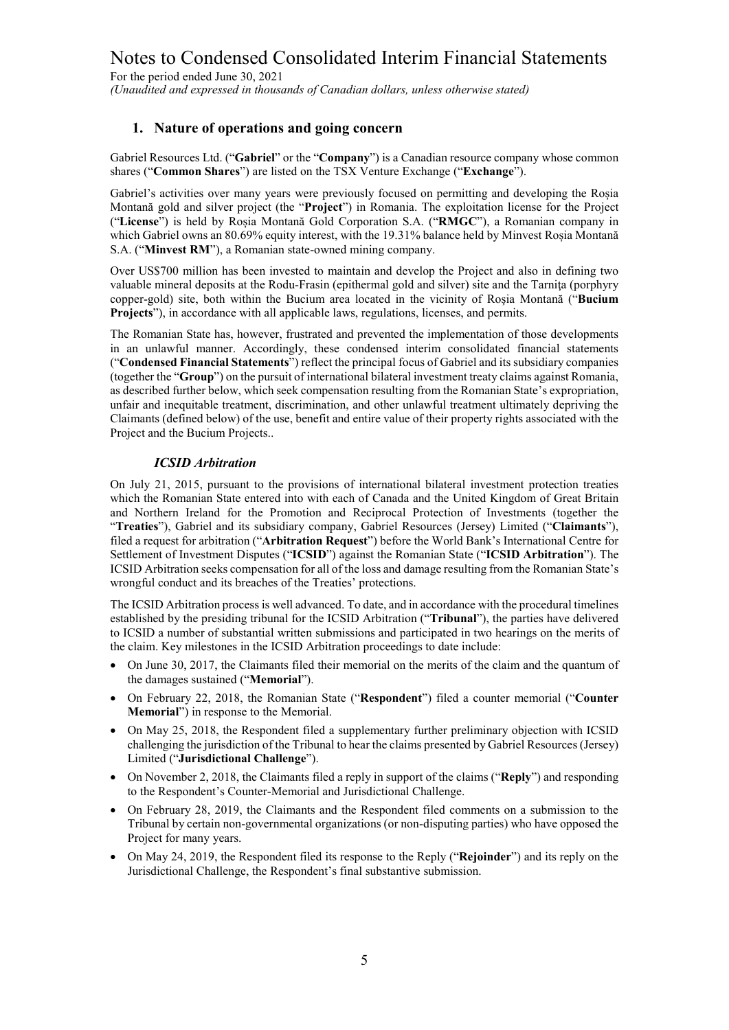# Notes to Condensed Consolidated Interim Financial Statements

For the period ended June 30, 2021

*(Unaudited and expressed in thousands of Canadian dollars, unless otherwise stated)*

## 1. Nature of operations and going concern

Gabriel Resources Ltd. ("**Gabriel**" or the "**Company**") is a Canadian resource company whose common shares ("**Common Shares**") are listed on the TSX Venture Exchange ("**Exchange**").

Gabriel's activities over many years were previously focused on permitting and developing the Roșia Montană gold and silver project (the "**Project**") in Romania. The exploitation license for the Project ("**License**") is held by Roșia Montană Gold Corporation S.A. ("**RMGC**"), a Romanian company in which Gabriel owns an 80.69% equity interest, with the 19.31% balance held by Minvest Roșia Montană S.A. ("**Minvest RM**"), a Romanian state-owned mining company.

Over US$700 million has been invested to maintain and develop the Project and also in defining two valuable mineral deposits at the Rodu-Frasin (epithermal gold and silver) site and the Tarnița (porphyry copper-gold) site, both within the Bucium area located in the vicinity of Roșia Montană ("**Bucium Projects**"), in accordance with all applicable laws, regulations, licenses, and permits.

The Romanian State has, however, frustrated and prevented the implementation of those developments in an unlawful manner. Accordingly, these condensed interim consolidated financial statements ("**Condensed Financial Statements**") reflect the principal focus of Gabriel and its subsidiary companies (together the "**Group**") on the pursuit of international bilateral investment treaty claims against Romania, as described further below, which seek compensation resulting from the Romanian State's expropriation, unfair and inequitable treatment, discrimination, and other unlawful treatment ultimately depriving the Claimants (defined below) of the use, benefit and entire value of their property rights associated with the Project and the Bucium Projects..

### *ICSID Arbitration*

On July 21, 2015, pursuant to the provisions of international bilateral investment protection treaties which the Romanian State entered into with each of Canada and the United Kingdom of Great Britain and Northern Ireland for the Promotion and Reciprocal Protection of Investments (together the "**Treaties**"), Gabriel and its subsidiary company, Gabriel Resources (Jersey) Limited ("**Claimants**"), filed a request for arbitration ("**Arbitration Request**") before the World Bank's International Centre for Settlement of Investment Disputes ("**ICSID**") against the Romanian State ("**ICSID Arbitration**"). The ICSID Arbitration seeks compensation for all of the loss and damage resulting from the Romanian State's wrongful conduct and its breaches of the Treaties' protections.

The ICSID Arbitration process is well advanced. To date, and in accordance with the procedural timelines established by the presiding tribunal for the ICSID Arbitration ("**Tribunal**"), the parties have delivered to ICSID a number of substantial written submissions and participated in two hearings on the merits of the claim. Key milestones in the ICSID Arbitration proceedings to date include:

- On June 30, 2017, the Claimants filed their memorial on the merits of the claim and the quantum of the damages sustained ("**Memorial**").
- On February 22, 2018, the Romanian State ("**Respondent**") filed a counter memorial ("**Counter Memorial**") in response to the Memorial.
- On May 25, 2018, the Respondent filed a supplementary further preliminary objection with ICSID challenging the jurisdiction of the Tribunal to hear the claims presented by Gabriel Resources (Jersey) Limited ("**Jurisdictional Challenge**").
- On November 2, 2018, the Claimants filed a reply in support of the claims ("**Reply**") and responding to the Respondent's Counter-Memorial and Jurisdictional Challenge.
- On February 28, 2019, the Claimants and the Respondent filed comments on a submission to the Tribunal by certain non-governmental organizations (or non-disputing parties) who have opposed the Project for many years.
- On May 24, 2019, the Respondent filed its response to the Reply ("**Rejoinder**") and its reply on the Jurisdictional Challenge, the Respondent's final substantive submission.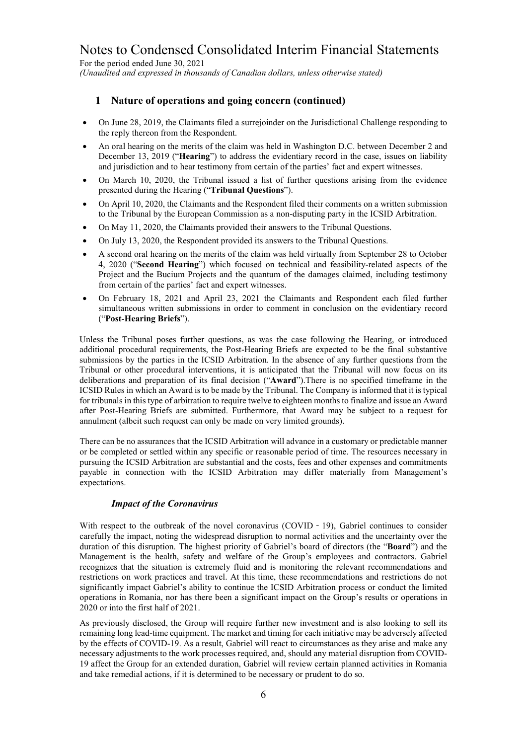## 1 Nature of operations and going concern (continued)

- On June 28, 2019, the Claimants filed a surrejoinder on the Jurisdictional Challenge responding to the reply thereon from the Respondent.
- An oral hearing on the merits of the claim was held in Washington D.C. between December 2 and December 13, 2019 ("**Hearing**") to address the evidentiary record in the case, issues on liability and jurisdiction and to hear testimony from certain of the parties' fact and expert witnesses.
- On March 10, 2020, the Tribunal issued a list of further questions arising from the evidence presented during the Hearing ("**Tribunal Questions**").
- On April 10, 2020, the Claimants and the Respondent filed their comments on a written submission to the Tribunal by the European Commission as a non-disputing party in the ICSID Arbitration.
- On May 11, 2020, the Claimants provided their answers to the Tribunal Questions.
- On July 13, 2020, the Respondent provided its answers to the Tribunal Questions.
- A second oral hearing on the merits of the claim was held virtually from September 28 to October 4, 2020 ("**Second Hearing**") which focused on technical and feasibility-related aspects of the Project and the Bucium Projects and the quantum of the damages claimed, including testimony from certain of the parties' fact and expert witnesses.
- On February 18, 2021 and April 23, 2021 the Claimants and Respondent each filed further simultaneous written submissions in order to comment in conclusion on the evidentiary record ("**Post-Hearing Briefs**").

Unless the Tribunal poses further questions, as was the case following the Hearing, or introduced additional procedural requirements, the Post-Hearing Briefs are expected to be the final substantive submissions by the parties in the ICSID Arbitration. In the absence of any further questions from the Tribunal or other procedural interventions, it is anticipated that the Tribunal will now focus on its deliberations and preparation of its final decision ("**Award**").There is no specified timeframe in the ICSID Rules in which an Award is to be made by the Tribunal. The Company is informed that it is typical for tribunals in this type of arbitration to require twelve to eighteen months to finalize and issue an Award after Post-Hearing Briefs are submitted. Furthermore, that Award may be subject to a request for annulment (albeit such request can only be made on very limited grounds).

There can be no assurances that the ICSID Arbitration will advance in a customary or predictable manner or be completed or settled within any specific or reasonable period of time. The resources necessary in pursuing the ICSID Arbitration are substantial and the costs, fees and other expenses and commitments payable in connection with the ICSID Arbitration may differ materially from Management's expectations.

### *Impact of the Coronavirus*

With respect to the outbreak of the novel coronavirus (COVID - 19), Gabriel continues to consider carefully the impact, noting the widespread disruption to normal activities and the uncertainty over the duration of this disruption. The highest priority of Gabriel's board of directors (the "**Board**") and the Management is the health, safety and welfare of the Group's employees and contractors. Gabriel recognizes that the situation is extremely fluid and is monitoring the relevant recommendations and restrictions on work practices and travel. At this time, these recommendations and restrictions do not significantly impact Gabriel's ability to continue the ICSID Arbitration process or conduct the limited operations in Romania, nor has there been a significant impact on the Group's results or operations in 2020 or into the first half of 2021.

As previously disclosed, the Group will require further new investment and is also looking to sell its remaining long lead-time equipment. The market and timing for each initiative may be adversely affected by the effects of COVID-19. As a result, Gabriel will react to circumstances as they arise and make any necessary adjustments to the work processes required, and, should any material disruption from COVID-19 affect the Group for an extended duration, Gabriel will review certain planned activities in Romania and take remedial actions, if it is determined to be necessary or prudent to do so.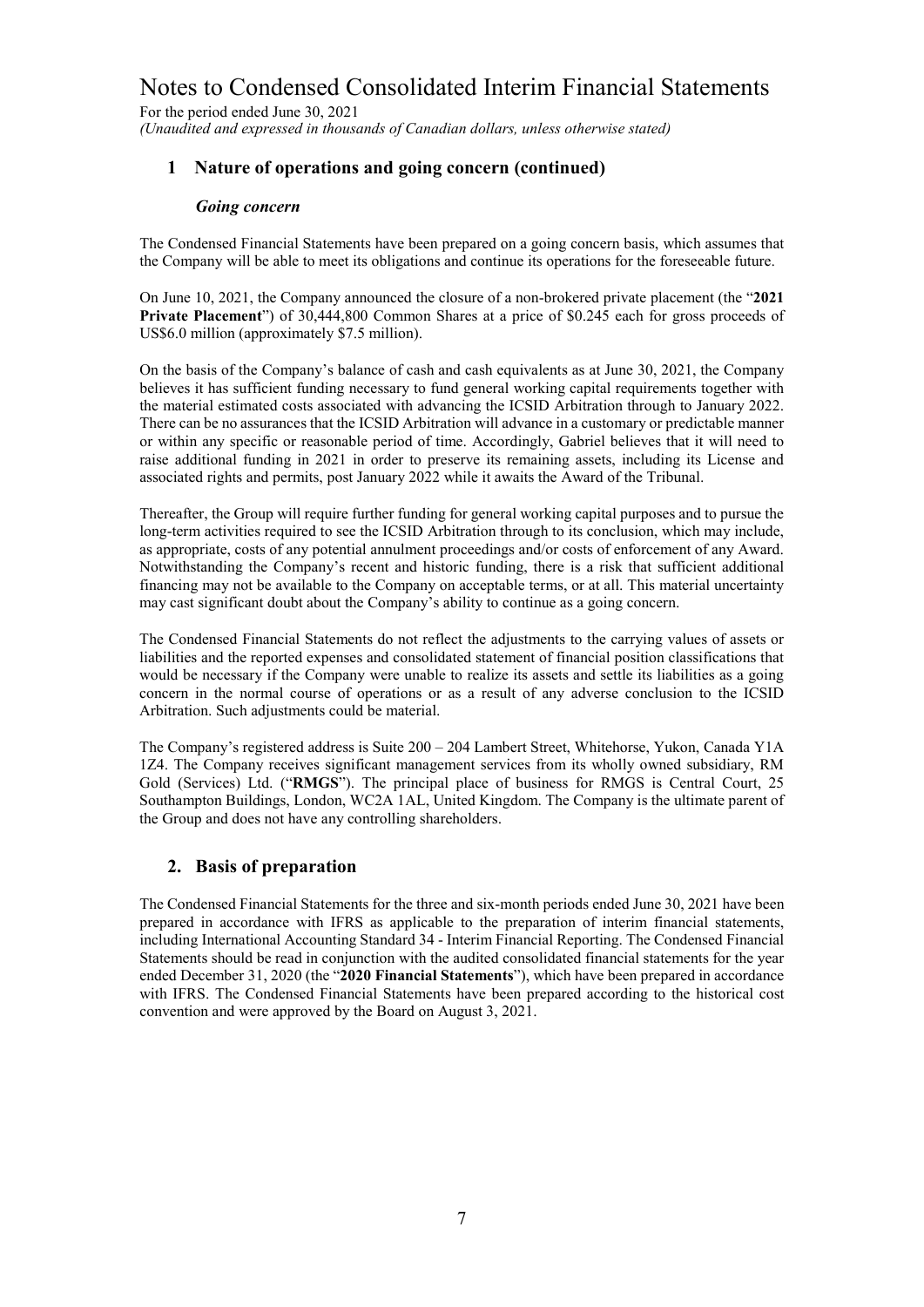## 1 Nature of operations and going concern (continued)

### *Going concern*

The Condensed Financial Statements have been prepared on a going concern basis, which assumes that the Company will be able to meet its obligations and continue its operations for the foreseeable future.

On June 10, 2021, the Company announced the closure of a non-brokered private placement (the "**2021 Private Placement**") of 30,444,800 Common Shares at a price of $0.245 each for gross proceeds of US$6.0 million (approximately $7.5 million).

On the basis of the Company's balance of cash and cash equivalents as at June 30, 2021, the Company believes it has sufficient funding necessary to fund general working capital requirements together with the material estimated costs associated with advancing the ICSID Arbitration through to January 2022. There can be no assurances that the ICSID Arbitration will advance in a customary or predictable manner or within any specific or reasonable period of time. Accordingly, Gabriel believes that it will need to raise additional funding in 2021 in order to preserve its remaining assets, including its License and associated rights and permits, post January 2022 while it awaits the Award of the Tribunal.

Thereafter, the Group will require further funding for general working capital purposes and to pursue the long-term activities required to see the ICSID Arbitration through to its conclusion, which may include, as appropriate, costs of any potential annulment proceedings and/or costs of enforcement of any Award. Notwithstanding the Company's recent and historic funding, there is a risk that sufficient additional financing may not be available to the Company on acceptable terms, or at all. This material uncertainty may cast significant doubt about the Company's ability to continue as a going concern.

The Condensed Financial Statements do not reflect the adjustments to the carrying values of assets or liabilities and the reported expenses and consolidated statement of financial position classifications that would be necessary if the Company were unable to realize its assets and settle its liabilities as a going concern in the normal course of operations or as a result of any adverse conclusion to the ICSID Arbitration. Such adjustments could be material.

The Company's registered address is Suite 200 – 204 Lambert Street, Whitehorse, Yukon, Canada Y1A 1Z4. The Company receives significant management services from its wholly owned subsidiary, RM Gold (Services) Ltd. ("**RMGS**"). The principal place of business for RMGS is Central Court, 25 Southampton Buildings, London, WC2A 1AL, United Kingdom. The Company is the ultimate parent of the Group and does not have any controlling shareholders.

## 2. Basis of preparation

The Condensed Financial Statements for the three and six-month periods ended June 30, 2021 have been prepared in accordance with IFRS as applicable to the preparation of interim financial statements, including International Accounting Standard 34 - Interim Financial Reporting. The Condensed Financial Statements should be read in conjunction with the audited consolidated financial statements for the year ended December 31, 2020 (the "**2020 Financial Statements**"), which have been prepared in accordance with IFRS. The Condensed Financial Statements have been prepared according to the historical cost convention and were approved by the Board on August 3, 2021.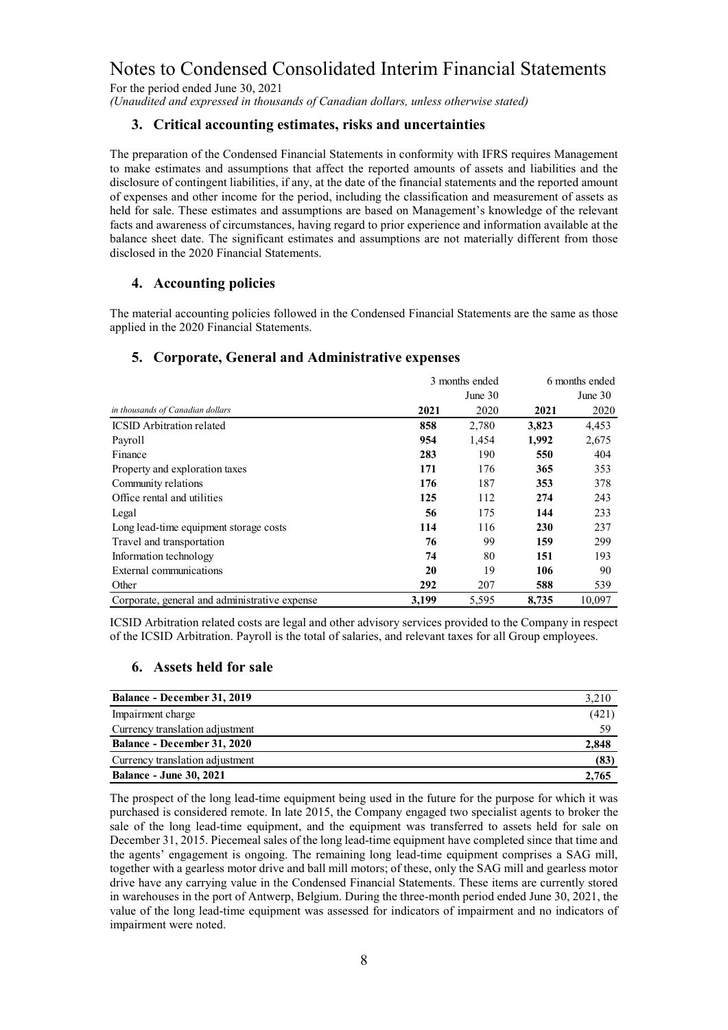# Notes to Condensed Consolidated Interim Financial Statements

For the period ended June 30, 2021

*(Unaudited and expressed in thousands of Canadian dollars, unless otherwise stated)*

## 3. Critical accounting estimates, risks and uncertainties

The preparation of the Condensed Financial Statements in conformity with IFRS requires Management to make estimates and assumptions that affect the reported amounts of assets and liabilities and the disclosure of contingent liabilities, if any, at the date of the financial statements and the reported amount of expenses and other income for the period, including the classification and measurement of assets as held for sale. These estimates and assumptions are based on Management's knowledge of the relevant facts and awareness of circumstances, having regard to prior experience and information available at the balance sheet date. The significant estimates and assumptions are not materially different from those disclosed in the 2020 Financial Statements.

## 4. Accounting policies

The material accounting policies followed in the Condensed Financial Statements are the same as those applied in the 2020 Financial Statements.

## 5. Corporate, General and Administrative expenses

| | 3 months ended June 30 | | 6 months ended June 30 | |
|---|---|---|---|---|
| *in thousands of Canadian dollars* | **2021** | 2020 | **2021** | 2020 |
| ICSID Arbitration related | **858** | 2,780 | **3,823** | 4,453 |
| Payroll | **954** | 1,454 | **1,992** | 2,675 |
| Finance | **283** | 190 | **550** | 404 |
| Property and exploration taxes | **171** | 176 | **365** | 353 |
| Community relations | **176** | 187 | **353** | 378 |
| Office rental and utilities | **125** | 112 | **274** | 243 |
| Legal | **56** | 175 | **144** | 233 |
| Long lead-time equipment storage costs | **114** | 116 | **230** | 237 |
| Travel and transportation | **76** | 99 | **159** | 299 |
| Information technology | **74** | 80 | **151** | 193 |
| External communications | **20** | 19 | **106** | 90 |
| Other | **292** | 207 | **588** | 539 |
| Corporate, general and administrative expense | **3,199** | 5,595 | **8,735** | 10,097 |

ICSID Arbitration related costs are legal and other advisory services provided to the Company in respect of the ICSID Arbitration. Payroll is the total of salaries, and relevant taxes for all Group employees.

## 6. Assets held for sale

| | |
|---|---|
| **Balance - December 31, 2019** | 3,210 |
| Impairment charge | (421) |
| Currency translation adjustment | 59 |
| **Balance - December 31, 2020** | **2,848** |
| Currency translation adjustment | **(83)** |
| **Balance - June 30, 2021** | **2,765** |

The prospect of the long lead-time equipment being used in the future for the purpose for which it was purchased is considered remote. In late 2015, the Company engaged two specialist agents to broker the sale of the long lead-time equipment, and the equipment was transferred to assets held for sale on December 31, 2015. Piecemeal sales of the long lead-time equipment have completed since that time and the agents' engagement is ongoing. The remaining long lead-time equipment comprises a SAG mill, together with a gearless motor drive and ball mill motors; of these, only the SAG mill and gearless motor drive have any carrying value in the Condensed Financial Statements. These items are currently stored in warehouses in the port of Antwerp, Belgium. During the three-month period ended June 30, 2021, the value of the long lead-time equipment was assessed for indicators of impairment and no indicators of impairment were noted.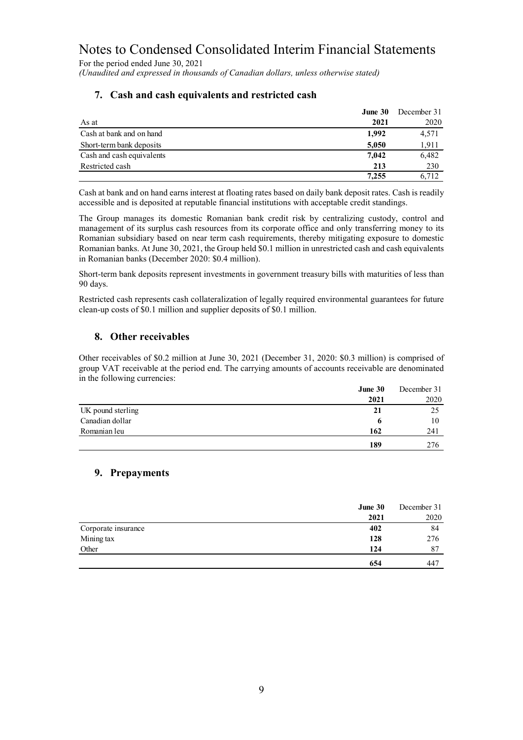# Notes to Condensed Consolidated Interim Financial Statements

For the period ended June 30, 2021

*(Unaudited and expressed in thousands of Canadian dollars, unless otherwise stated)*

## 7. Cash and cash equivalents and restricted cash

| As at | **June 30 2021** | December 31 2020 |
|---|---|---|
| Cash at bank and on hand | **1,992** | 4,571 |
| Short-term bank deposits | **5,050** | 1,911 |
| Cash and cash equivalents | **7,042** | 6,482 |
| Restricted cash | **213** | 230 |
| | **7,255** | 6,712 |

Cash at bank and on hand earns interest at floating rates based on daily bank deposit rates. Cash is readily accessible and is deposited at reputable financial institutions with acceptable credit standings.

The Group manages its domestic Romanian bank credit risk by centralizing custody, control and management of its surplus cash resources from its corporate office and only transferring money to its Romanian subsidiary based on near term cash requirements, thereby mitigating exposure to domestic Romanian banks. At June 30, 2021, the Group held $0.1 million in unrestricted cash and cash equivalents in Romanian banks (December 2020: $0.4 million).

Short-term bank deposits represent investments in government treasury bills with maturities of less than 90 days.

Restricted cash represents cash collateralization of legally required environmental guarantees for future clean-up costs of $0.1 million and supplier deposits of $0.1 million.

## 8. Other receivables

Other receivables of $0.2 million at June 30, 2021 (December 31, 2020: $0.3 million) is comprised of group VAT receivable at the period end. The carrying amounts of accounts receivable are denominated in the following currencies:

| | **June 30 2021** | December 31 2020 |
|---|---|---|
| UK pound sterling | **21** | 25 |
| Canadian dollar | **6** | 10 |
| Romanian leu | **162** | 241 |
| | **189** | 276 |

## 9. Prepayments

| | **June 30 2021** | December 31 2020 |
|---|---|---|
| Corporate insurance | **402** | 84 |
| Mining tax | **128** | 276 |
| Other | **124** | 87 |
| | **654** | 447 |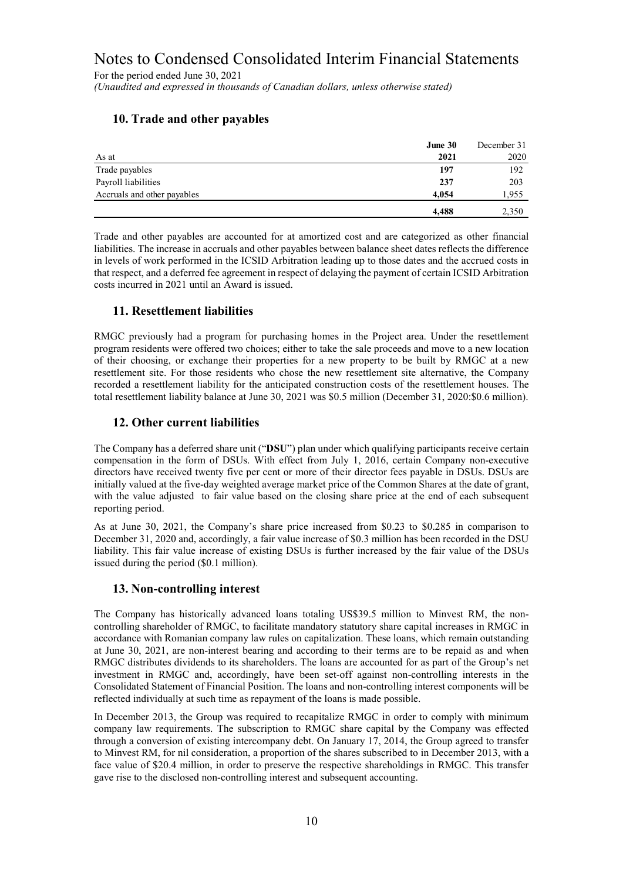# Notes to Condensed Consolidated Interim Financial Statements

For the period ended June 30, 2021

*(Unaudited and expressed in thousands of Canadian dollars, unless otherwise stated)*

## 10. Trade and other payables

| As at | **June 30 2021** | December 31 2020 |
|---|---|---|
| Trade payables | **197** | 192 |
| Payroll liabilities | **237** | 203 |
| Accruals and other payables | **4,054** | 1,955 |
| | **4,488** | 2,350 |

Trade and other payables are accounted for at amortized cost and are categorized as other financial liabilities. The increase in accruals and other payables between balance sheet dates reflects the difference in levels of work performed in the ICSID Arbitration leading up to those dates and the accrued costs in that respect, and a deferred fee agreement in respect of delaying the payment of certain ICSID Arbitration costs incurred in 2021 until an Award is issued.

## 11. Resettlement liabilities

RMGC previously had a program for purchasing homes in the Project area. Under the resettlement program residents were offered two choices; either to take the sale proceeds and move to a new location of their choosing, or exchange their properties for a new property to be built by RMGC at a new resettlement site. For those residents who chose the new resettlement site alternative, the Company recorded a resettlement liability for the anticipated construction costs of the resettlement houses. The total resettlement liability balance at June 30, 2021 was \$0.5 million (December 31, 2020:\$0.6 million).

## 12. Other current liabilities

The Company has a deferred share unit ("**DSU**") plan under which qualifying participants receive certain compensation in the form of DSUs. With effect from July 1, 2016, certain Company non-executive directors have received twenty five per cent or more of their director fees payable in DSUs. DSUs are initially valued at the five-day weighted average market price of the Common Shares at the date of grant, with the value adjusted to fair value based on the closing share price at the end of each subsequent reporting period.

As at June 30, 2021, the Company's share price increased from \$0.23 to \$0.285 in comparison to December 31, 2020 and, accordingly, a fair value increase of \$0.3 million has been recorded in the DSU liability. This fair value increase of existing DSUs is further increased by the fair value of the DSUs issued during the period (\$0.1 million).

## 13. Non-controlling interest

The Company has historically advanced loans totaling US\$39.5 million to Minvest RM, the non-controlling shareholder of RMGC, to facilitate mandatory statutory share capital increases in RMGC in accordance with Romanian company law rules on capitalization. These loans, which remain outstanding at June 30, 2021, are non-interest bearing and according to their terms are to be repaid as and when RMGC distributes dividends to its shareholders. The loans are accounted for as part of the Group's net investment in RMGC and, accordingly, have been set-off against non-controlling interests in the Consolidated Statement of Financial Position. The loans and non-controlling interest components will be reflected individually at such time as repayment of the loans is made possible.

In December 2013, the Group was required to recapitalize RMGC in order to comply with minimum company law requirements. The subscription to RMGC share capital by the Company was effected through a conversion of existing intercompany debt. On January 17, 2014, the Group agreed to transfer to Minvest RM, for nil consideration, a proportion of the shares subscribed to in December 2013, with a face value of \$20.4 million, in order to preserve the respective shareholdings in RMGC. This transfer gave rise to the disclosed non-controlling interest and subsequent accounting.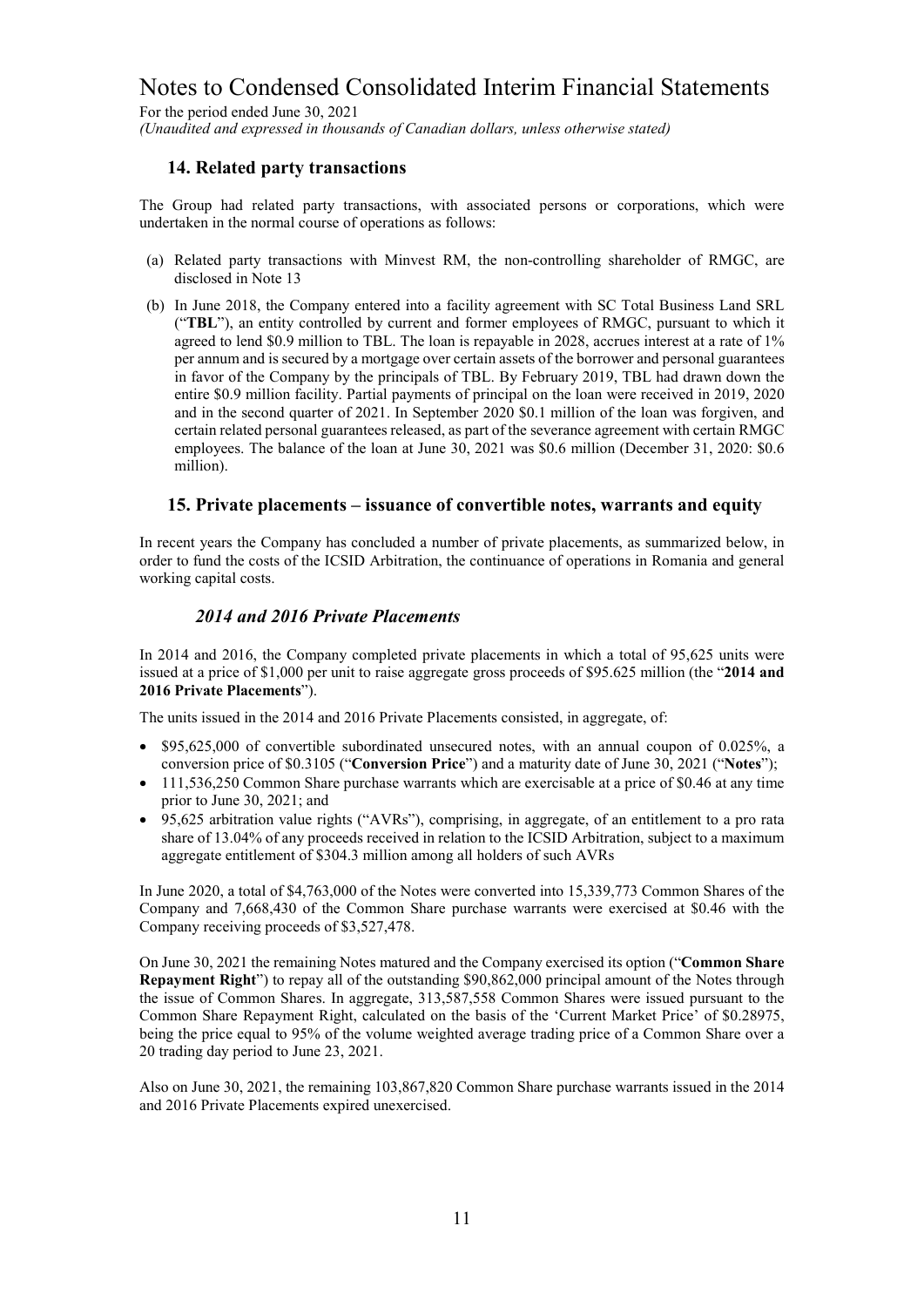## 14. Related party transactions

The Group had related party transactions, with associated persons or corporations, which were undertaken in the normal course of operations as follows:

(a) Related party transactions with Minvest RM, the non-controlling shareholder of RMGC, are disclosed in Note 13

(b) In June 2018, the Company entered into a facility agreement with SC Total Business Land SRL ("**TBL**"), an entity controlled by current and former employees of RMGC, pursuant to which it agreed to lend $0.9 million to TBL. The loan is repayable in 2028, accrues interest at a rate of 1% per annum and is secured by a mortgage over certain assets of the borrower and personal guarantees in favor of the Company by the principals of TBL. By February 2019, TBL had drawn down the entire $0.9 million facility. Partial payments of principal on the loan were received in 2019, 2020 and in the second quarter of 2021. In September 2020 $0.1 million of the loan was forgiven, and certain related personal guarantees released, as part of the severance agreement with certain RMGC employees. The balance of the loan at June 30, 2021 was $0.6 million (December 31, 2020: $0.6 million).

## 15. Private placements – issuance of convertible notes, warrants and equity

In recent years the Company has concluded a number of private placements, as summarized below, in order to fund the costs of the ICSID Arbitration, the continuance of operations in Romania and general working capital costs.

### *2014 and 2016 Private Placements*

In 2014 and 2016, the Company completed private placements in which a total of 95,625 units were issued at a price of $1,000 per unit to raise aggregate gross proceeds of $95.625 million (the "**2014 and 2016 Private Placements**").

The units issued in the 2014 and 2016 Private Placements consisted, in aggregate, of:

- $95,625,000 of convertible subordinated unsecured notes, with an annual coupon of 0.025%, a conversion price of $0.3105 ("**Conversion Price**") and a maturity date of June 30, 2021 ("**Notes**");
- 111,536,250 Common Share purchase warrants which are exercisable at a price of $0.46 at any time prior to June 30, 2021; and
- 95,625 arbitration value rights ("AVRs"), comprising, in aggregate, of an entitlement to a pro rata share of 13.04% of any proceeds received in relation to the ICSID Arbitration, subject to a maximum aggregate entitlement of $304.3 million among all holders of such AVRs

In June 2020, a total of $4,763,000 of the Notes were converted into 15,339,773 Common Shares of the Company and 7,668,430 of the Common Share purchase warrants were exercised at $0.46 with the Company receiving proceeds of $3,527,478.

On June 30, 2021 the remaining Notes matured and the Company exercised its option ("**Common Share Repayment Right**") to repay all of the outstanding $90,862,000 principal amount of the Notes through the issue of Common Shares. In aggregate, 313,587,558 Common Shares were issued pursuant to the Common Share Repayment Right, calculated on the basis of the 'Current Market Price' of $0.28975, being the price equal to 95% of the volume weighted average trading price of a Common Share over a 20 trading day period to June 23, 2021.

Also on June 30, 2021, the remaining 103,867,820 Common Share purchase warrants issued in the 2014 and 2016 Private Placements expired unexercised.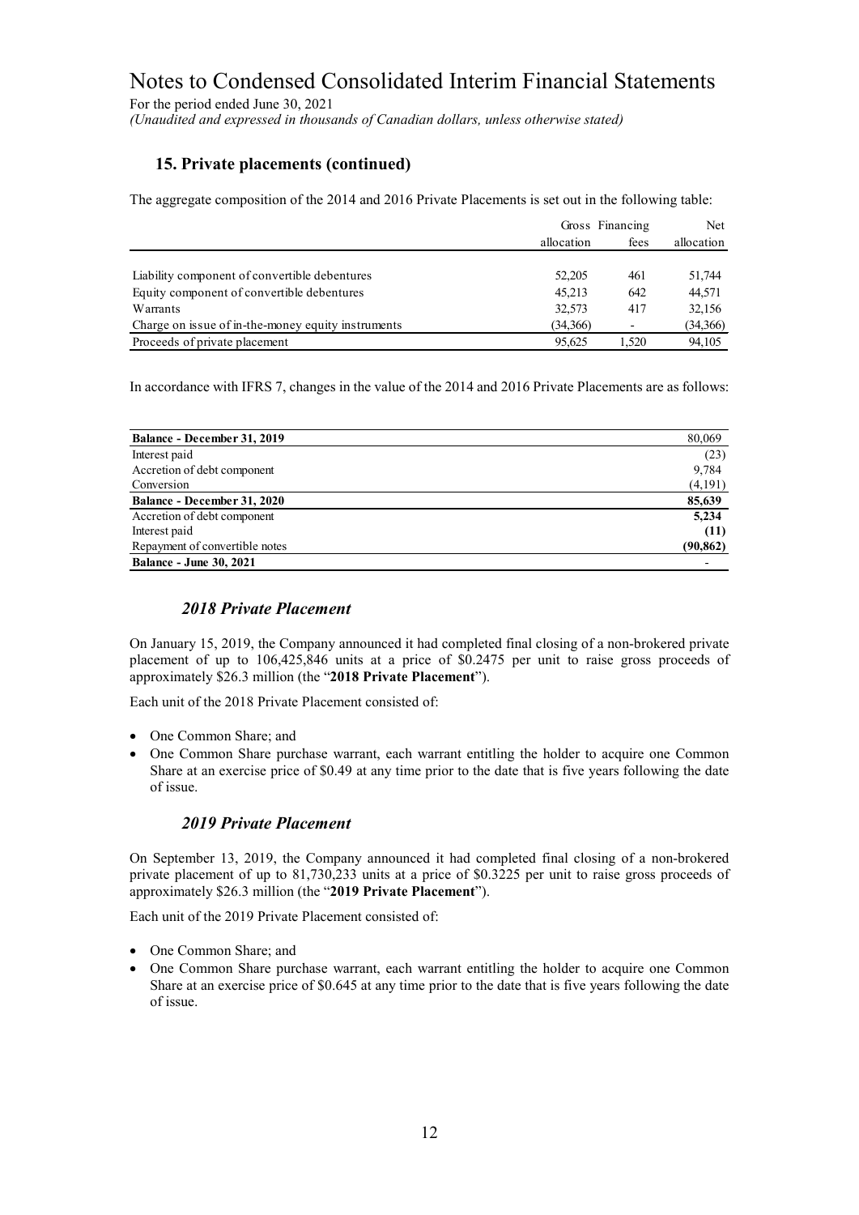## 15. Private placements (continued)

The aggregate composition of the 2014 and 2016 Private Placements is set out in the following table:

| | Gross allocation | Financing fees | Net allocation |
|---|---|---|---|
| Liability component of convertible debentures | 52,205 | 461 | 51,744 |
| Equity component of convertible debentures | 45,213 | 642 | 44,571 |
| Warrants | 32,573 | 417 | 32,156 |
| Charge on issue of in-the-money equity instruments | (34,366) | - | (34,366) |
| Proceeds of private placement | 95,625 | 1,520 | 94,105 |

In accordance with IFRS 7, changes in the value of the 2014 and 2016 Private Placements are as follows:

| | |
|---|---|
| **Balance - December 31, 2019** | 80,069 |
| Interest paid | (23) |
| Accretion of debt component | 9,784 |
| Conversion | (4,191) |
| **Balance - December 31, 2020** | **85,639** |
| Accretion of debt component | **5,234** |
| Interest paid | **(11)** |
| Repayment of convertible notes | **(90,862)** |
| **Balance - June 30, 2021** | - |

### *2018 Private Placement*

On January 15, 2019, the Company announced it had completed final closing of a non-brokered private placement of up to 106,425,846 units at a price of $0.2475 per unit to raise gross proceeds of approximately $26.3 million (the "**2018 Private Placement**").

Each unit of the 2018 Private Placement consisted of:

- One Common Share; and
- One Common Share purchase warrant, each warrant entitling the holder to acquire one Common Share at an exercise price of $0.49 at any time prior to the date that is five years following the date of issue.

### *2019 Private Placement*

On September 13, 2019, the Company announced it had completed final closing of a non-brokered private placement of up to 81,730,233 units at a price of $0.3225 per unit to raise gross proceeds of approximately $26.3 million (the "**2019 Private Placement**").

Each unit of the 2019 Private Placement consisted of:

- One Common Share; and
- One Common Share purchase warrant, each warrant entitling the holder to acquire one Common Share at an exercise price of $0.645 at any time prior to the date that is five years following the date of issue.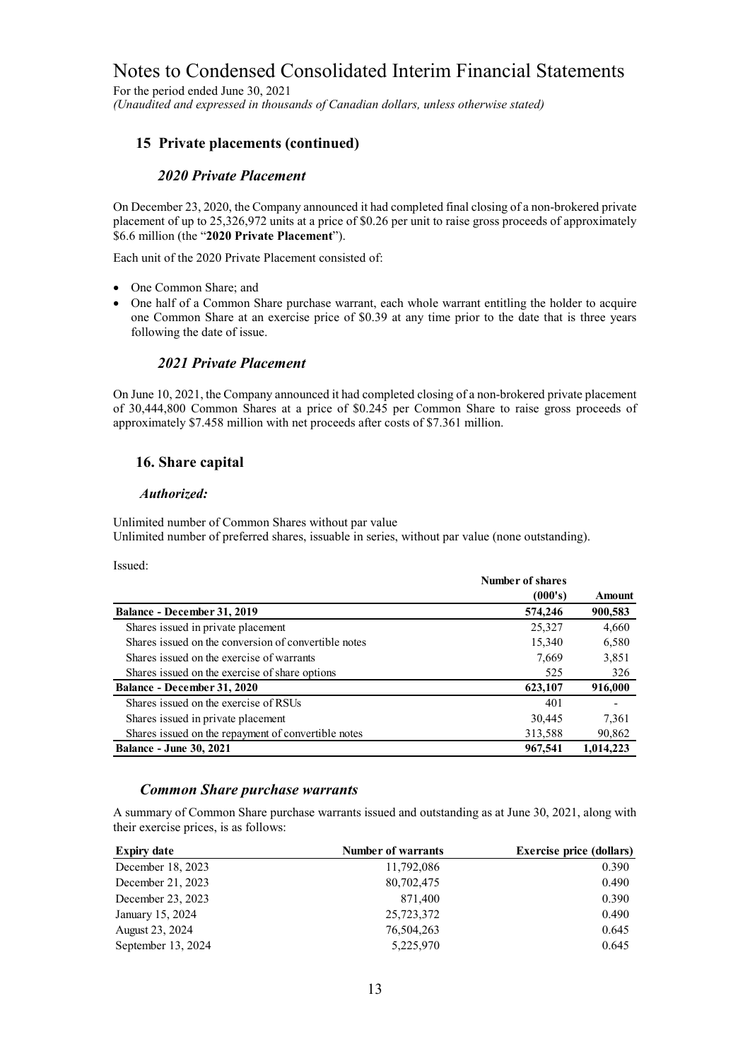# Notes to Condensed Consolidated Interim Financial Statements

For the period ended June 30, 2021

*(Unaudited and expressed in thousands of Canadian dollars, unless otherwise stated)*

## 15 Private placements (continued)

### *2020 Private Placement*

On December 23, 2020, the Company announced it had completed final closing of a non-brokered private placement of up to 25,326,972 units at a price of $0.26 per unit to raise gross proceeds of approximately $6.6 million (the "**2020 Private Placement**").

Each unit of the 2020 Private Placement consisted of:

- One Common Share; and
- One half of a Common Share purchase warrant, each whole warrant entitling the holder to acquire one Common Share at an exercise price of $0.39 at any time prior to the date that is three years following the date of issue.

### *2021 Private Placement*

On June 10, 2021, the Company announced it had completed closing of a non-brokered private placement of 30,444,800 Common Shares at a price of $0.245 per Common Share to raise gross proceeds of approximately $7.458 million with net proceeds after costs of $7.361 million.

## 16. Share capital

### *Authorized:*

Unlimited number of Common Shares without par value
Unlimited number of preferred shares, issuable in series, without par value (none outstanding).

Issued:

| | Number of shares (000's) | Amount |
|---|---|---|
| **Balance - December 31, 2019** | **574,246** | **900,583** |
| Shares issued in private placement | 25,327 | 4,660 |
| Shares issued on the conversion of convertible notes | 15,340 | 6,580 |
| Shares issued on the exercise of warrants | 7,669 | 3,851 |
| Shares issued on the exercise of share options | 525 | 326 |
| **Balance - December 31, 2020** | **623,107** | **916,000** |
| Shares issued on the exercise of RSUs | 401 | - |
| Shares issued in private placement | 30,445 | 7,361 |
| Shares issued on the repayment of convertible notes | 313,588 | 90,862 |
| **Balance - June 30, 2021** | **967,541** | **1,014,223** |

### *Common Share purchase warrants*

A summary of Common Share purchase warrants issued and outstanding as at June 30, 2021, along with their exercise prices, is as follows:

| Expiry date | Number of warrants | Exercise price (dollars) |
|---|---|---|
| December 18, 2023 | 11,792,086 | 0.390 |
| December 21, 2023 | 80,702,475 | 0.490 |
| December 23, 2023 | 871,400 | 0.390 |
| January 15, 2024 | 25,723,372 | 0.490 |
| August 23, 2024 | 76,504,263 | 0.645 |
| September 13, 2024 | 5,225,970 | 0.645 |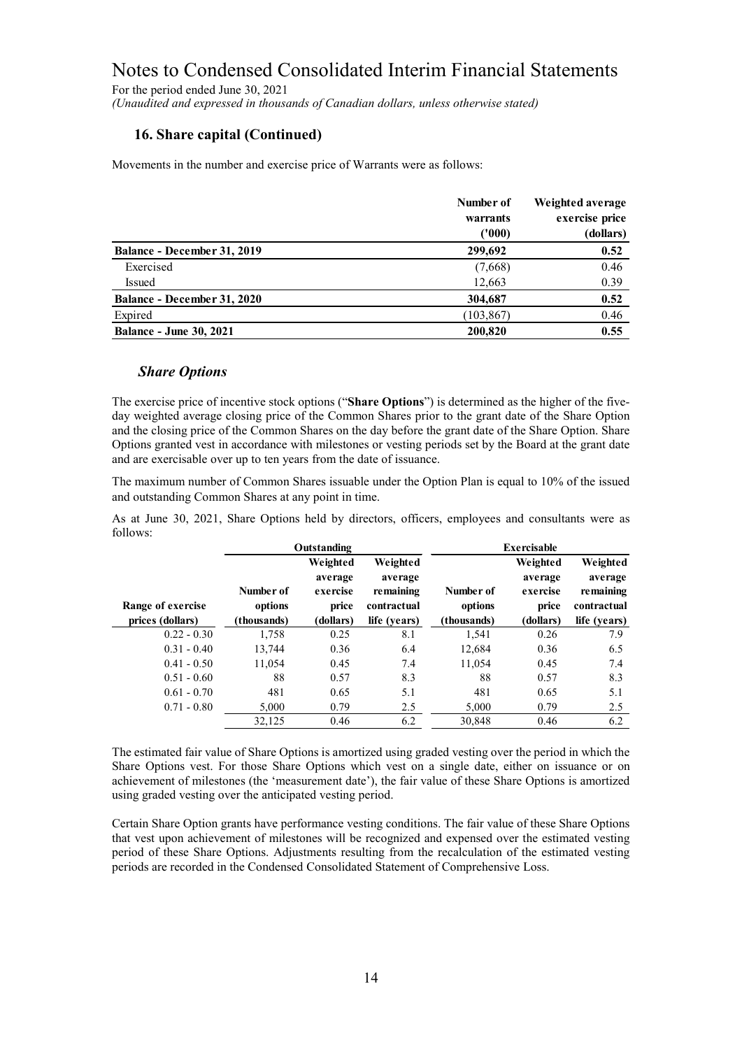### 16. Share capital (Continued)

Movements in the number and exercise price of Warrants were as follows:

| | Number of warrants ('000) | Weighted average exercise price (dollars) |
|---|---|---|
| **Balance - December 31, 2019** | **299,692** | **0.52** |
| Exercised | (7,668) | 0.46 |
| Issued | 12,663 | 0.39 |
| **Balance - December 31, 2020** | **304,687** | **0.52** |
| Expired | (103,867) | 0.46 |
| **Balance - June 30, 2021** | **200,820** | **0.55** |

#### *Share Options*

The exercise price of incentive stock options ("**Share Options**") is determined as the higher of the five-day weighted average closing price of the Common Shares prior to the grant date of the Share Option and the closing price of the Common Shares on the day before the grant date of the Share Option. Share Options granted vest in accordance with milestones or vesting periods set by the Board at the grant date and are exercisable over up to ten years from the date of issuance.

The maximum number of Common Shares issuable under the Option Plan is equal to 10% of the issued and outstanding Common Shares at any point in time.

As at June 30, 2021, Share Options held by directors, officers, employees and consultants were as follows:

| | Outstanding | | | Exercisable | | |
|---|---|---|---|---|---|---|
| Range of exercise prices (dollars) | Number of options (thousands) | Weighted average exercise price (dollars) | Weighted average remaining contractual life (years) | Number of options (thousands) | Weighted average exercise price (dollars) | Weighted average remaining contractual life (years) |
| 0.22 - 0.30 | 1,758 | 0.25 | 8.1 | 1,541 | 0.26 | 7.9 |
| 0.31 - 0.40 | 13,744 | 0.36 | 6.4 | 12,684 | 0.36 | 6.5 |
| 0.41 - 0.50 | 11,054 | 0.45 | 7.4 | 11,054 | 0.45 | 7.4 |
| 0.51 - 0.60 | 88 | 0.57 | 8.3 | 88 | 0.57 | 8.3 |
| 0.61 - 0.70 | 481 | 0.65 | 5.1 | 481 | 0.65 | 5.1 |
| 0.71 - 0.80 | 5,000 | 0.79 | 2.5 | 5,000 | 0.79 | 2.5 |
| | 32,125 | 0.46 | 6.2 | 30,848 | 0.46 | 6.2 |

The estimated fair value of Share Options is amortized using graded vesting over the period in which the Share Options vest. For those Share Options which vest on a single date, either on issuance or on achievement of milestones (the 'measurement date'), the fair value of these Share Options is amortized using graded vesting over the anticipated vesting period.

Certain Share Option grants have performance vesting conditions. The fair value of these Share Options that vest upon achievement of milestones will be recognized and expensed over the estimated vesting period of these Share Options. Adjustments resulting from the recalculation of the estimated vesting periods are recorded in the Condensed Consolidated Statement of Comprehensive Loss.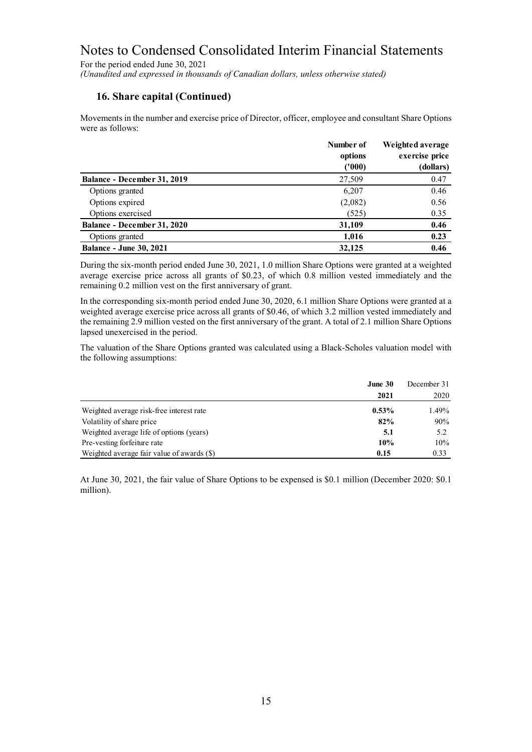# Notes to Condensed Consolidated Interim Financial Statements

For the period ended June 30, 2021

*(Unaudited and expressed in thousands of Canadian dollars, unless otherwise stated)*

## 16. Share capital (Continued)

Movements in the number and exercise price of Director, officer, employee and consultant Share Options were as follows:

| | Number of options ('000) | Weighted average exercise price (dollars) |
|---|---|---|
| **Balance - December 31, 2019** | 27,509 | 0.47 |
| Options granted | 6,207 | 0.46 |
| Options expired | (2,082) | 0.56 |
| Options exercised | (525) | 0.35 |
| **Balance - December 31, 2020** | **31,109** | **0.46** |
| Options granted | **1,016** | **0.23** |
| **Balance - June 30, 2021** | **32,125** | **0.46** |

During the six-month period ended June 30, 2021, 1.0 million Share Options were granted at a weighted average exercise price across all grants of $0.23, of which 0.8 million vested immediately and the remaining 0.2 million vest on the first anniversary of grant.

In the corresponding six-month period ended June 30, 2020, 6.1 million Share Options were granted at a weighted average exercise price across all grants of $0.46, of which 3.2 million vested immediately and the remaining 2.9 million vested on the first anniversary of the grant. A total of 2.1 million Share Options lapsed unexercised in the period.

The valuation of the Share Options granted was calculated using a Black-Scholes valuation model with the following assumptions:

| | **June 30 2021** | December 31 2020 |
|---|---|---|
| Weighted average risk-free interest rate | **0.53%** | 1.49% |
| Volatility of share price | **82%** | 90% |
| Weighted average life of options (years) | **5.1** | 5.2 |
| Pre-vesting forfeiture rate | **10%** | 10% |
| Weighted average fair value of awards ($) | **0.15** | 0.33 |

At June 30, 2021, the fair value of Share Options to be expensed is $0.1 million (December 2020: $0.1 million).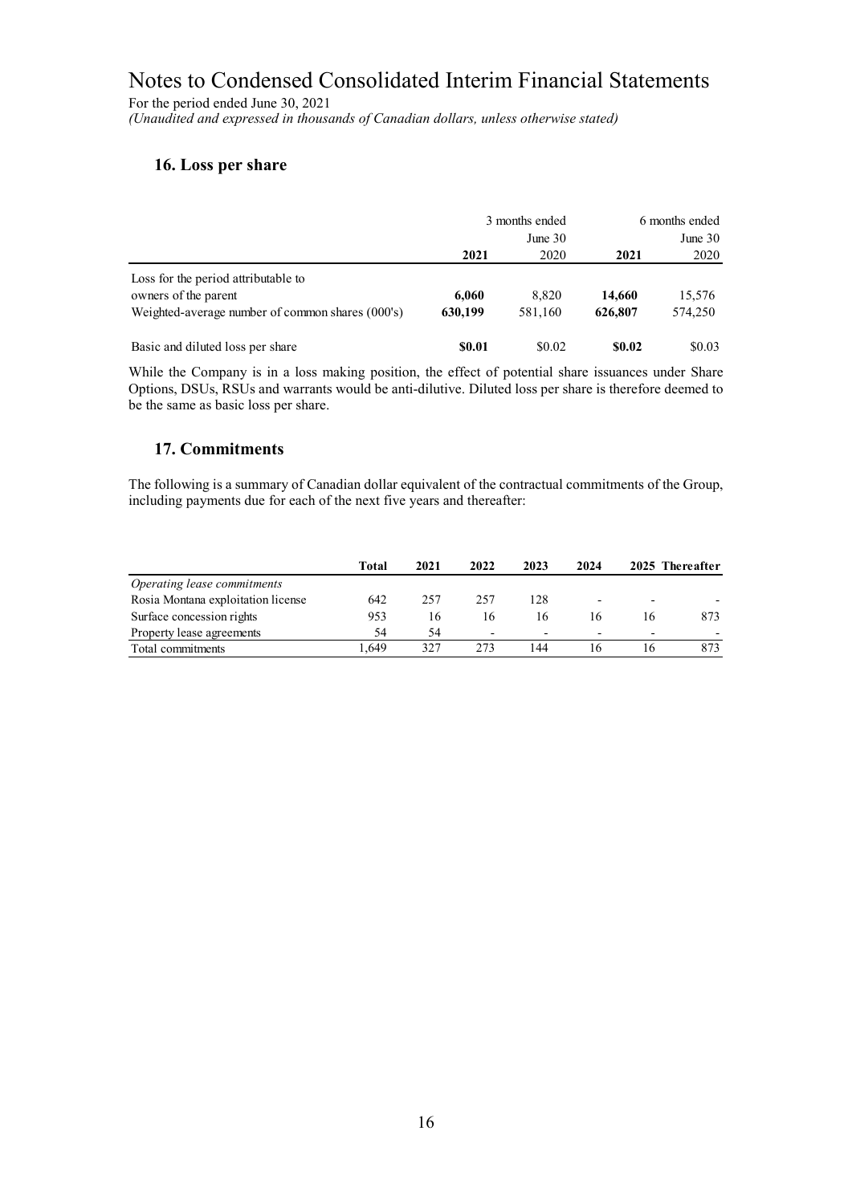# Notes to Condensed Consolidated Interim Financial Statements

For the period ended June 30, 2021

*(Unaudited and expressed in thousands of Canadian dollars, unless otherwise stated)*

## 16. Loss per share

| | 3 months ended June 30 | | 6 months ended June 30 | |
|---|---|---|---|---|
| | **2021** | 2020 | **2021** | 2020 |
| Loss for the period attributable to owners of the parent | **6,060** | 8,820 | **14,660** | 15,576 |
| Weighted-average number of common shares (000's) | **630,199** | 581,160 | **626,807** | 574,250 |
| Basic and diluted loss per share | **\$0.01** | \$0.02 | **\$0.02** | \$0.03 |

While the Company is in a loss making position, the effect of potential share issuances under Share Options, DSUs, RSUs and warrants would be anti-dilutive. Diluted loss per share is therefore deemed to be the same as basic loss per share.

## 17. Commitments

The following is a summary of Canadian dollar equivalent of the contractual commitments of the Group, including payments due for each of the next five years and thereafter:

| | **Total** | **2021** | **2022** | **2023** | **2024** | **2025** | **Thereafter** |
|---|---|---|---|---|---|---|---|
| *Operating lease commitments* | | | | | | | |
| Rosia Montana exploitation license | 642 | 257 | 257 | 128 | - | - | - |
| Surface concession rights | 953 | 16 | 16 | 16 | 16 | 16 | 873 |
| Property lease agreements | 54 | 54 | - | - | - | - | - |
| Total commitments | 1,649 | 327 | 273 | 144 | 16 | 16 | 873 |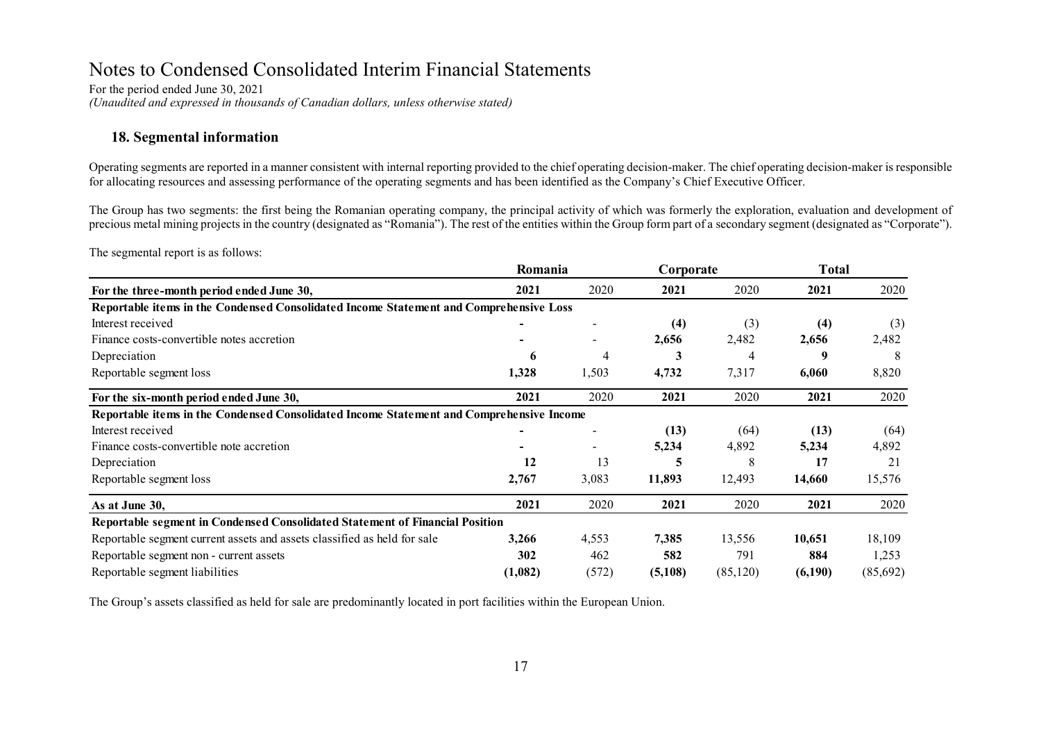# Notes to Condensed Consolidated Interim Financial Statements

For the period ended June 30, 2021

*(Unaudited and expressed in thousands of Canadian dollars, unless otherwise stated)*

## 18. Segmental information

Operating segments are reported in a manner consistent with internal reporting provided to the chief operating decision-maker. The chief operating decision-maker is responsible for allocating resources and assessing performance of the operating segments and has been identified as the Company's Chief Executive Officer.

The Group has two segments: the first being the Romanian operating company, the principal activity of which was formerly the exploration, evaluation and development of precious metal mining projects in the country (designated as "Romania"). The rest of the entities within the Group form part of a secondary segment (designated as "Corporate").

The segmental report is as follows:

| | Romania | | Corporate | | Total | |
|---|---|---|---|---|---|---|
| **For the three-month period ended June 30,** | **2021** | 2020 | **2021** | 2020 | **2021** | 2020 |
| **Reportable items in the Condensed Consolidated Income Statement and Comprehensive Loss** | | | | | | |
| Interest received | **-** | - | **(4)** | (3) | **(4)** | (3) |
| Finance costs-convertible notes accretion | **-** | - | **2,656** | 2,482 | **2,656** | 2,482 |
| Depreciation | **6** | 4 | **3** | 4 | **9** | 8 |
| Reportable segment loss | **1,328** | 1,503 | **4,732** | 7,317 | **6,060** | 8,820 |
| **For the six-month period ended June 30,** | **2021** | 2020 | **2021** | 2020 | **2021** | 2020 |
| **Reportable items in the Condensed Consolidated Income Statement and Comprehensive Income** | | | | | | |
| Interest received | **-** | - | **(13)** | (64) | **(13)** | (64) |
| Finance costs-convertible note accretion | **-** | - | **5,234** | 4,892 | **5,234** | 4,892 |
| Depreciation | **12** | 13 | **5** | 8 | **17** | 21 |
| Reportable segment loss | **2,767** | 3,083 | **11,893** | 12,493 | **14,660** | 15,576 |
| **As at June 30,** | **2021** | 2020 | **2021** | 2020 | **2021** | 2020 |
| **Reportable segment in Condensed Consolidated Statement of Financial Position** | | | | | | |
| Reportable segment current assets and assets classified as held for sale | **3,266** | 4,553 | **7,385** | 13,556 | **10,651** | 18,109 |
| Reportable segment non - current assets | **302** | 462 | **582** | 791 | **884** | 1,253 |
| Reportable segment liabilities | **(1,082)** | (572) | **(5,108)** | (85,120) | **(6,190)** | (85,692) |

The Group's assets classified as held for sale are predominantly located in port facilities within the European Union.